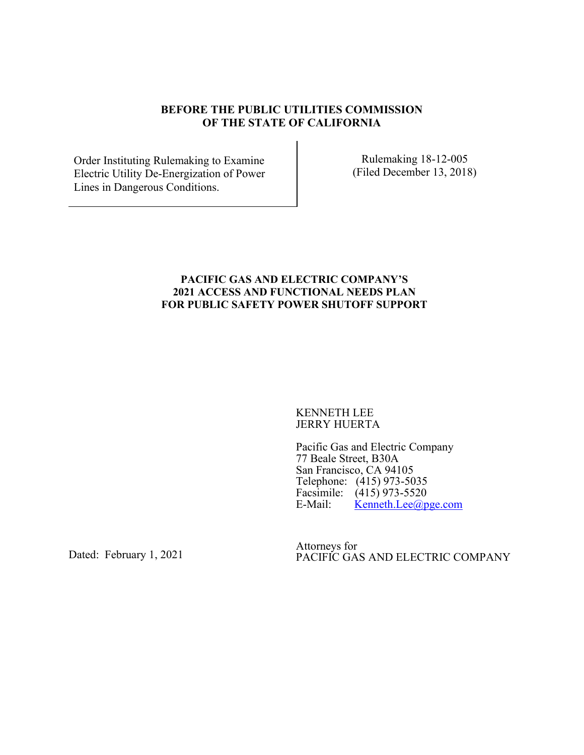**BEFORE THE PUBLIC UTILITIES COMMISSION**
**OF THE STATE OF CALIFORNIA**

| Order Instituting Rulemaking to Examine Electric Utility De-Energization of Power Lines in Dangerous Conditions. | Rulemaking 18-12-005 (Filed December 13, 2018) |
|---|---|

**PACIFIC GAS AND ELECTRIC COMPANY'S**
**2021 ACCESS AND FUNCTIONAL NEEDS PLAN**
**FOR PUBLIC SAFETY POWER SHUTOFF SUPPORT**

KENNETH LEE
JERRY HUERTA

Pacific Gas and Electric Company
77 Beale Street, B30A
San Francisco, CA 94105
Telephone: (415) 973-5035
Facsimile: (415) 973-5520
E-Mail: Kenneth.Lee@pge.com

Attorneys for
PACIFIC GAS AND ELECTRIC COMPANY

Dated: February 1, 2021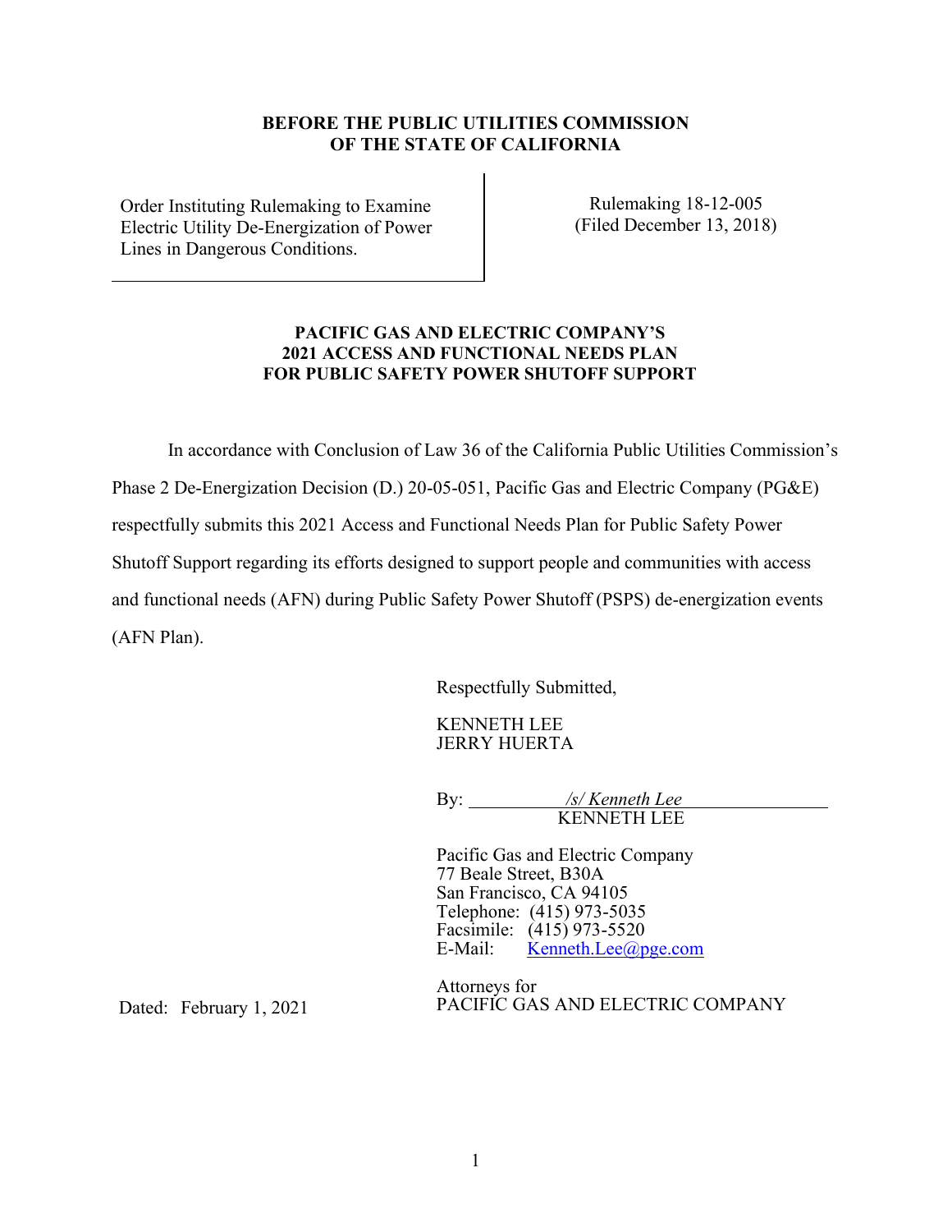**BEFORE THE PUBLIC UTILITIES COMMISSION
OF THE STATE OF CALIFORNIA**

| Order Instituting Rulemaking to Examine Electric Utility De-Energization of Power Lines in Dangerous Conditions. | Rulemaking 18-12-005 (Filed December 13, 2018) |
| --- | --- |

**PACIFIC GAS AND ELECTRIC COMPANY'S
2021 ACCESS AND FUNCTIONAL NEEDS PLAN
FOR PUBLIC SAFETY POWER SHUTOFF SUPPORT**

In accordance with Conclusion of Law 36 of the California Public Utilities Commission's Phase 2 De-Energization Decision (D.) 20-05-051, Pacific Gas and Electric Company (PG&E) respectfully submits this 2021 Access and Functional Needs Plan for Public Safety Power Shutoff Support regarding its efforts designed to support people and communities with access and functional needs (AFN) during Public Safety Power Shutoff (PSPS) de-energization events (AFN Plan).

Respectfully Submitted,

KENNETH LEE
JERRY HUERTA

By: *\/s/ Kenneth Lee*
KENNETH LEE

Pacific Gas and Electric Company
77 Beale Street, B30A
San Francisco, CA 94105
Telephone: (415) 973-5035
Facsimile: (415) 973-5520
E-Mail: Kenneth.Lee@pge.com

Attorneys for
PACIFIC GAS AND ELECTRIC COMPANY

Dated: February 1, 2021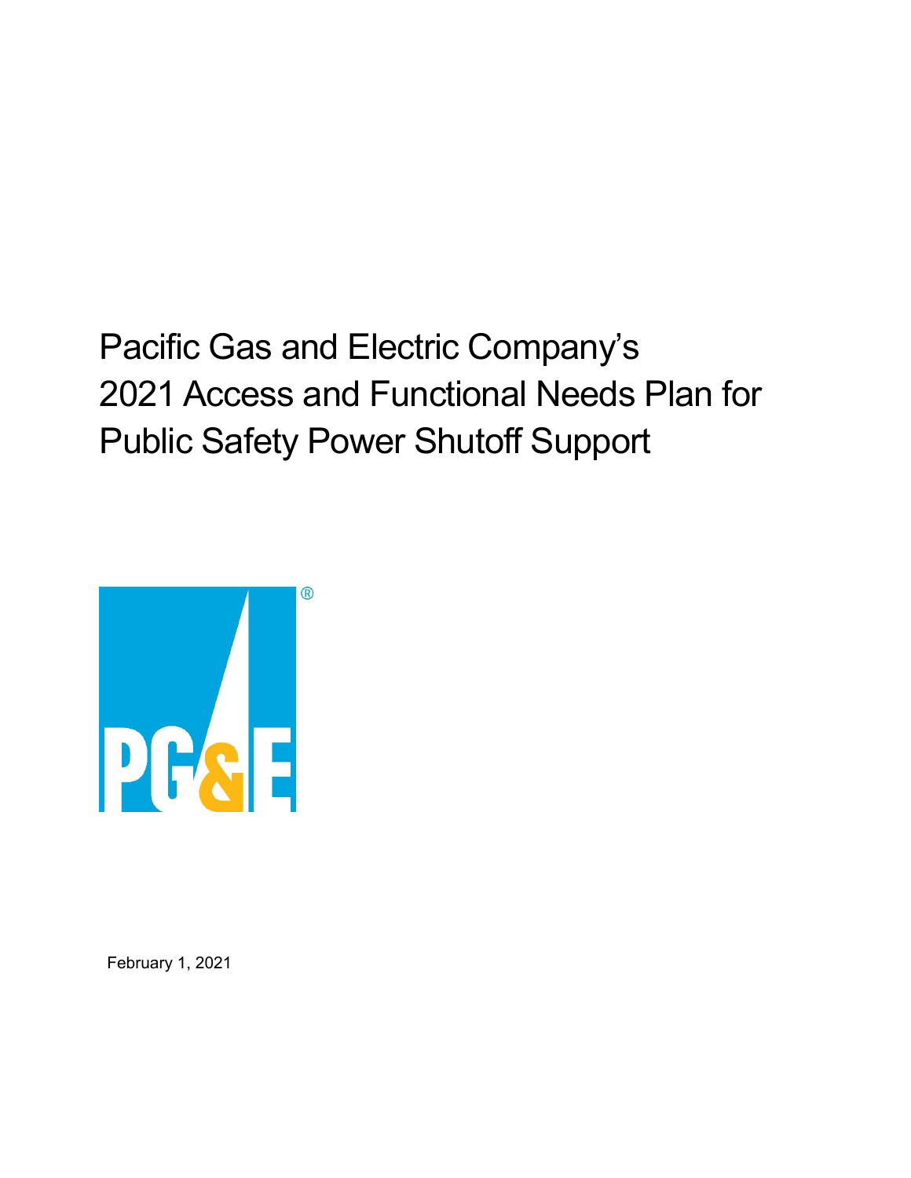# Pacific Gas and Electric Company's 2021 Access and Functional Needs Plan for Public Safety Power Shutoff Support

February 1, 2021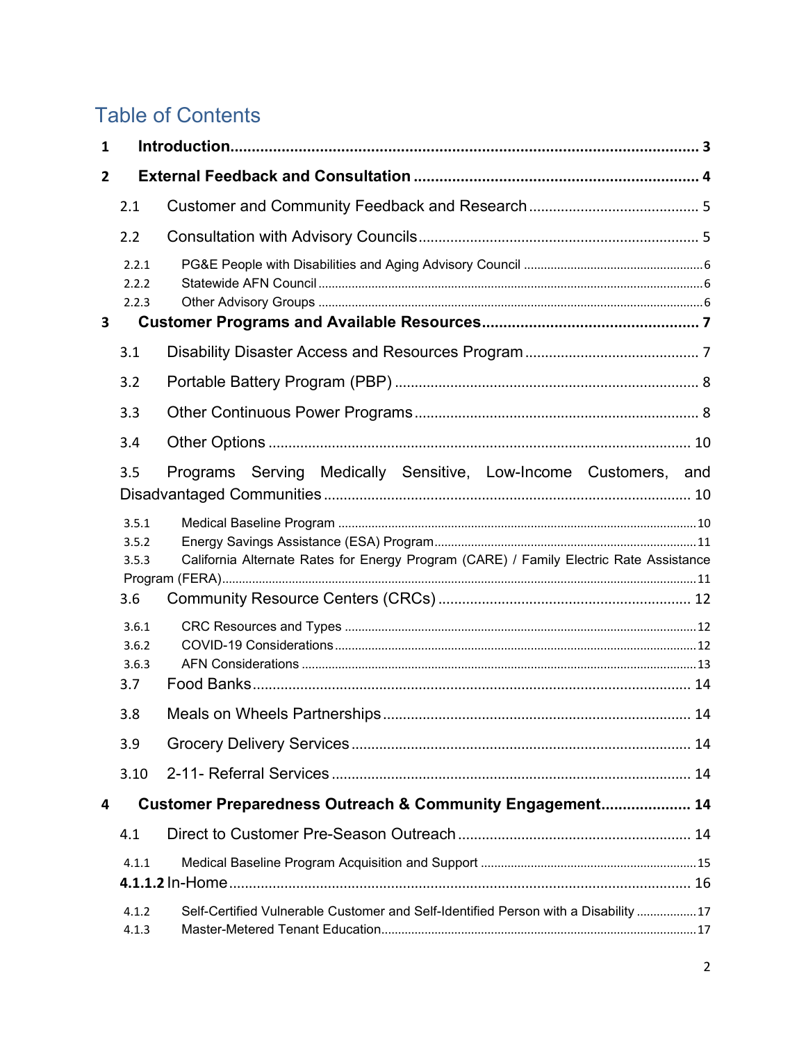# Table of Contents

**1 Introduction** ........ **3**

**2 External Feedback and Consultation** ........ **4**

2.1 Customer and Community Feedback and Research ........ 5

2.2 Consultation with Advisory Councils ........ 5

2.2.1 PG&E People with Disabilities and Aging Advisory Council ........ 6

2.2.2 Statewide AFN Council ........ 6

2.2.3 Other Advisory Groups ........ 6

**3 Customer Programs and Available Resources** ........ **7**

3.1 Disability Disaster Access and Resources Program ........ 7

3.2 Portable Battery Program (PBP) ........ 8

3.3 Other Continuous Power Programs ........ 8

3.4 Other Options ........ 10

3.5 Programs Serving Medically Sensitive, Low-Income Customers, and Disadvantaged Communities ........ 10

3.5.1 Medical Baseline Program ........ 10

3.5.2 Energy Savings Assistance (ESA) Program ........ 11

3.5.3 California Alternate Rates for Energy Program (CARE) / Family Electric Rate Assistance Program (FERA) ........ 11

3.6 Community Resource Centers (CRCs) ........ 12

3.6.1 CRC Resources and Types ........ 12

3.6.2 COVID-19 Considerations ........ 12

3.6.3 AFN Considerations ........ 13

3.7 Food Banks ........ 14

3.8 Meals on Wheels Partnerships ........ 14

3.9 Grocery Delivery Services ........ 14

3.10 2-11- Referral Services ........ 14

**4 Customer Preparedness Outreach & Community Engagement** ........ **14**

4.1 Direct to Customer Pre-Season Outreach ........ 14

4.1.1 Medical Baseline Program Acquisition and Support ........ 15

**4.1.1.2** In-Home ........ 16

4.1.2 Self-Certified Vulnerable Customer and Self-Identified Person with a Disability ........ 17

4.1.3 Master-Metered Tenant Education ........ 17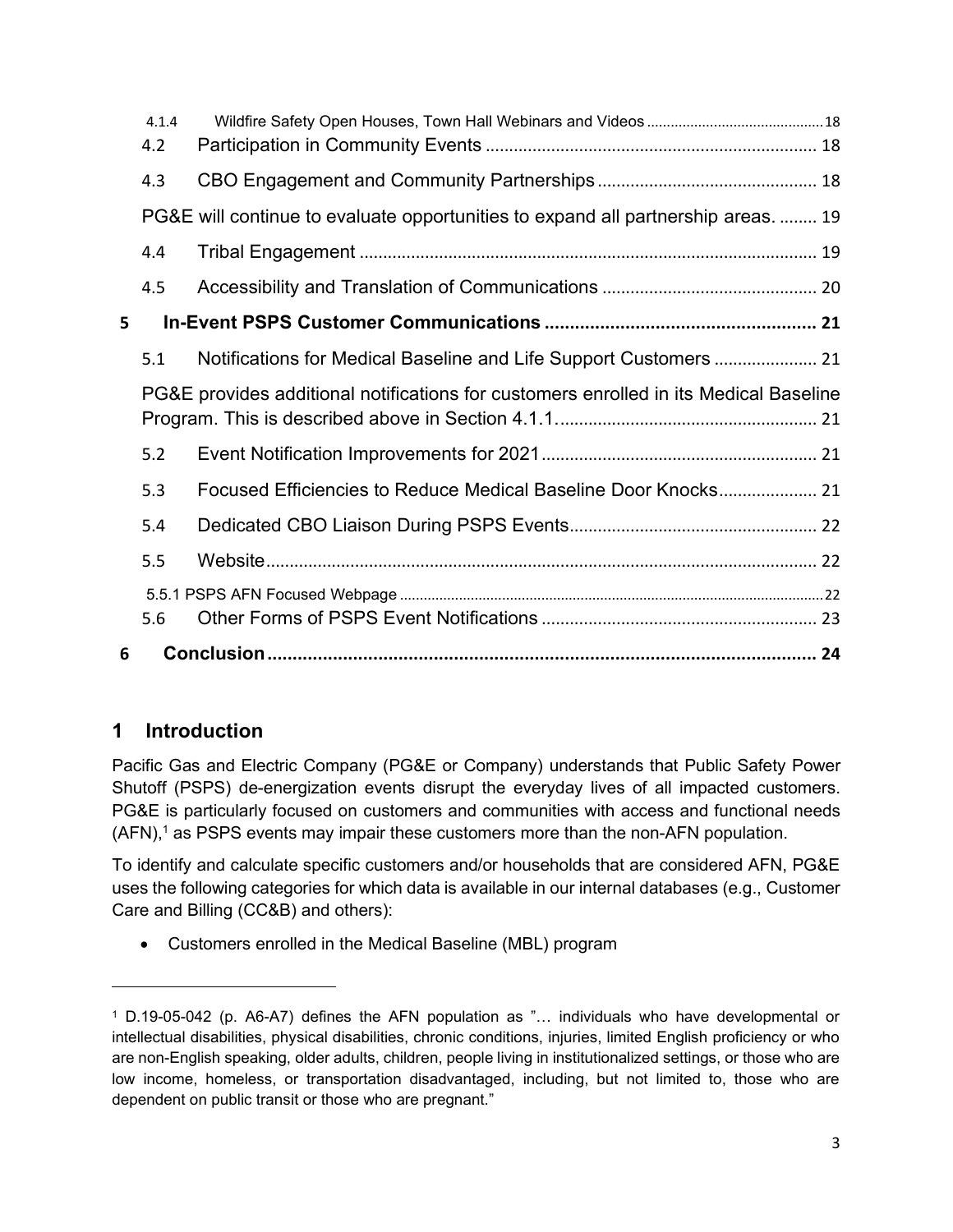4.1.4 Wildfire Safety Open Houses, Town Hall Webinars and Videos ... 18

4.2 Participation in Community Events ... 18

4.3 CBO Engagement and Community Partnerships ... 18

PG&E will continue to evaluate opportunities to expand all partnership areas. ... 19

4.4 Tribal Engagement ... 19

4.5 Accessibility and Translation of Communications ... 20

**5 In-Event PSPS Customer Communications ... 21**

5.1 Notifications for Medical Baseline and Life Support Customers ... 21

PG&E provides additional notifications for customers enrolled in its Medical Baseline Program. This is described above in Section 4.1.1. ... 21

5.2 Event Notification Improvements for 2021 ... 21

5.3 Focused Efficiencies to Reduce Medical Baseline Door Knocks ... 21

5.4 Dedicated CBO Liaison During PSPS Events ... 22

5.5 Website ... 22

5.5.1 PSPS AFN Focused Webpage ... 22

5.6 Other Forms of PSPS Event Notifications ... 23

**6 Conclusion ... 24**

## 1 Introduction

Pacific Gas and Electric Company (PG&E or Company) understands that Public Safety Power Shutoff (PSPS) de-energization events disrupt the everyday lives of all impacted customers. PG&E is particularly focused on customers and communities with access and functional needs (AFN),[1] as PSPS events may impair these customers more than the non-AFN population.

To identify and calculate specific customers and/or households that are considered AFN, PG&E uses the following categories for which data is available in our internal databases (e.g., Customer Care and Billing (CC&B) and others):

- Customers enrolled in the Medical Baseline (MBL) program

---

[1] D.19-05-042 (p. A6-A7) defines the AFN population as "… individuals who have developmental or intellectual disabilities, physical disabilities, chronic conditions, injuries, limited English proficiency or who are non-English speaking, older adults, children, people living in institutionalized settings, or those who are low income, homeless, or transportation disadvantaged, including, but not limited to, those who are dependent on public transit or those who are pregnant."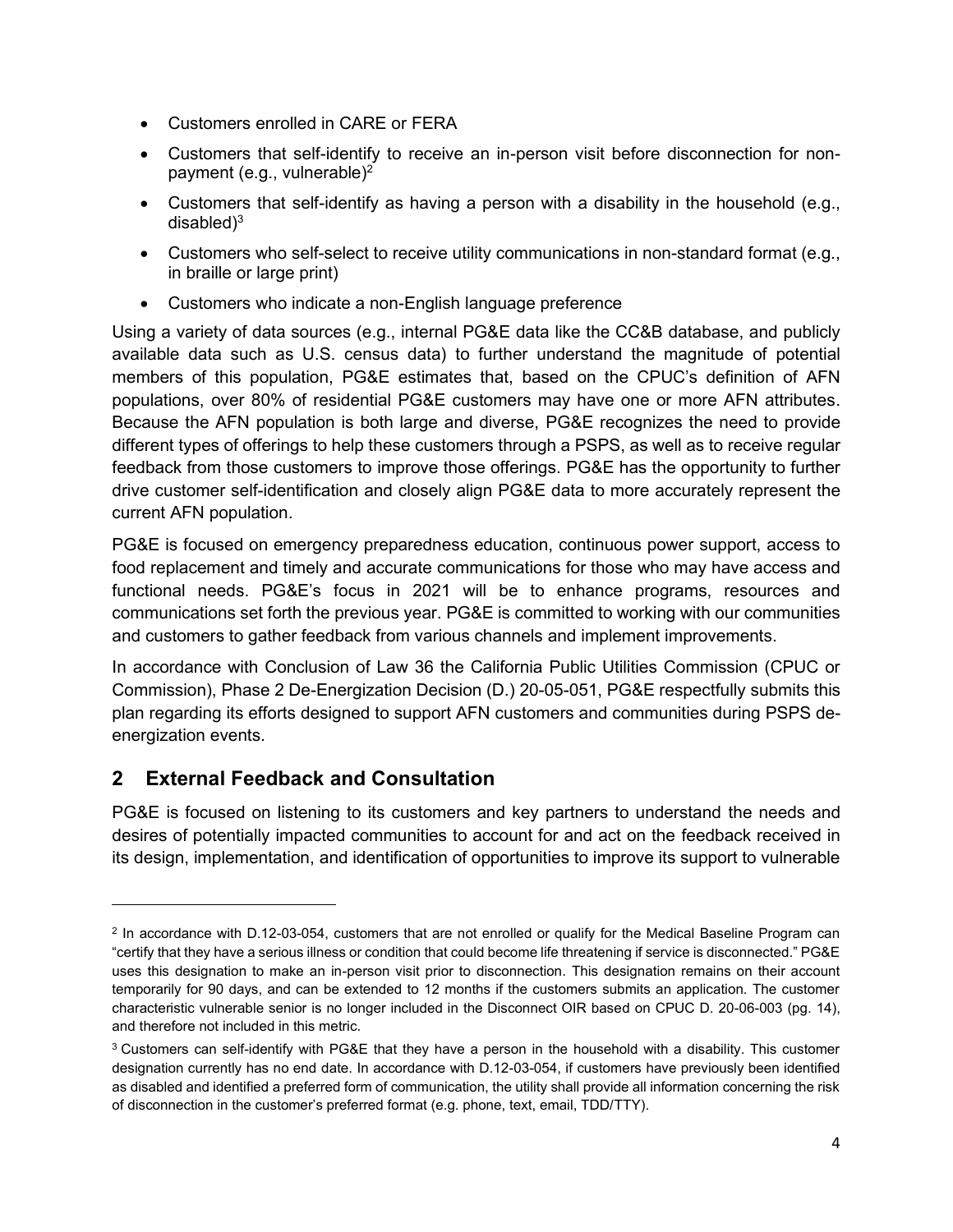- Customers enrolled in CARE or FERA
- Customers that self-identify to receive an in-person visit before disconnection for non-payment (e.g., vulnerable)[2]
- Customers that self-identify as having a person with a disability in the household (e.g., disabled)[3]
- Customers who self-select to receive utility communications in non-standard format (e.g., in braille or large print)
- Customers who indicate a non-English language preference

Using a variety of data sources (e.g., internal PG&E data like the CC&B database, and publicly available data such as U.S. census data) to further understand the magnitude of potential members of this population, PG&E estimates that, based on the CPUC's definition of AFN populations, over 80% of residential PG&E customers may have one or more AFN attributes. Because the AFN population is both large and diverse, PG&E recognizes the need to provide different types of offerings to help these customers through a PSPS, as well as to receive regular feedback from those customers to improve those offerings. PG&E has the opportunity to further drive customer self-identification and closely align PG&E data to more accurately represent the current AFN population.

PG&E is focused on emergency preparedness education, continuous power support, access to food replacement and timely and accurate communications for those who may have access and functional needs. PG&E's focus in 2021 will be to enhance programs, resources and communications set forth the previous year. PG&E is committed to working with our communities and customers to gather feedback from various channels and implement improvements.

In accordance with Conclusion of Law 36 the California Public Utilities Commission (CPUC or Commission), Phase 2 De-Energization Decision (D.) 20-05-051, PG&E respectfully submits this plan regarding its efforts designed to support AFN customers and communities during PSPS de-energization events.

## 2 External Feedback and Consultation

PG&E is focused on listening to its customers and key partners to understand the needs and desires of potentially impacted communities to account for and act on the feedback received in its design, implementation, and identification of opportunities to improve its support to vulnerable

---

[2] In accordance with D.12-03-054, customers that are not enrolled or qualify for the Medical Baseline Program can "certify that they have a serious illness or condition that could become life threatening if service is disconnected." PG&E uses this designation to make an in-person visit prior to disconnection. This designation remains on their account temporarily for 90 days, and can be extended to 12 months if the customers submits an application. The customer characteristic vulnerable senior is no longer included in the Disconnect OIR based on CPUC D. 20-06-003 (pg. 14), and therefore not included in this metric.

[3] Customers can self-identify with PG&E that they have a person in the household with a disability. This customer designation currently has no end date. In accordance with D.12-03-054, if customers have previously been identified as disabled and identified a preferred form of communication, the utility shall provide all information concerning the risk of disconnection in the customer's preferred format (e.g. phone, text, email, TDD/TTY).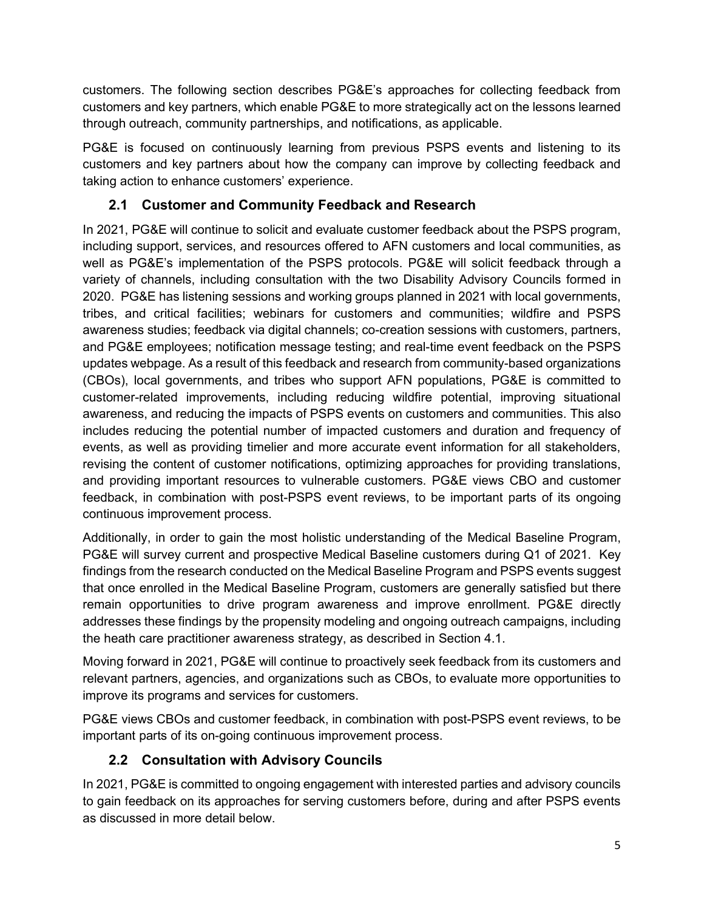customers. The following section describes PG&E's approaches for collecting feedback from customers and key partners, which enable PG&E to more strategically act on the lessons learned through outreach, community partnerships, and notifications, as applicable.

PG&E is focused on continuously learning from previous PSPS events and listening to its customers and key partners about how the company can improve by collecting feedback and taking action to enhance customers' experience.

## 2.1 Customer and Community Feedback and Research

In 2021, PG&E will continue to solicit and evaluate customer feedback about the PSPS program, including support, services, and resources offered to AFN customers and local communities, as well as PG&E's implementation of the PSPS protocols. PG&E will solicit feedback through a variety of channels, including consultation with the two Disability Advisory Councils formed in 2020. PG&E has listening sessions and working groups planned in 2021 with local governments, tribes, and critical facilities; webinars for customers and communities; wildfire and PSPS awareness studies; feedback via digital channels; co-creation sessions with customers, partners, and PG&E employees; notification message testing; and real-time event feedback on the PSPS updates webpage. As a result of this feedback and research from community-based organizations (CBOs), local governments, and tribes who support AFN populations, PG&E is committed to customer-related improvements, including reducing wildfire potential, improving situational awareness, and reducing the impacts of PSPS events on customers and communities. This also includes reducing the potential number of impacted customers and duration and frequency of events, as well as providing timelier and more accurate event information for all stakeholders, revising the content of customer notifications, optimizing approaches for providing translations, and providing important resources to vulnerable customers. PG&E views CBO and customer feedback, in combination with post-PSPS event reviews, to be important parts of its ongoing continuous improvement process.

Additionally, in order to gain the most holistic understanding of the Medical Baseline Program, PG&E will survey current and prospective Medical Baseline customers during Q1 of 2021. Key findings from the research conducted on the Medical Baseline Program and PSPS events suggest that once enrolled in the Medical Baseline Program, customers are generally satisfied but there remain opportunities to drive program awareness and improve enrollment. PG&E directly addresses these findings by the propensity modeling and ongoing outreach campaigns, including the heath care practitioner awareness strategy, as described in Section 4.1.

Moving forward in 2021, PG&E will continue to proactively seek feedback from its customers and relevant partners, agencies, and organizations such as CBOs, to evaluate more opportunities to improve its programs and services for customers.

PG&E views CBOs and customer feedback, in combination with post-PSPS event reviews, to be important parts of its on-going continuous improvement process.

## 2.2 Consultation with Advisory Councils

In 2021, PG&E is committed to ongoing engagement with interested parties and advisory councils to gain feedback on its approaches for serving customers before, during and after PSPS events as discussed in more detail below.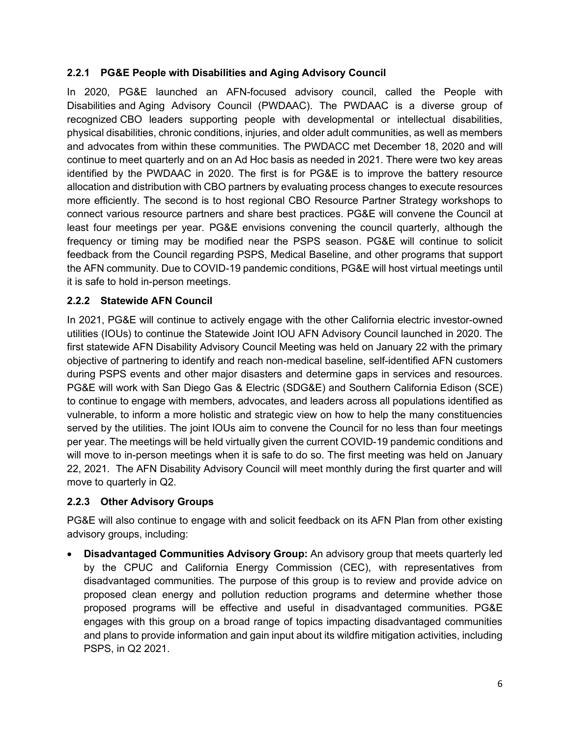### 2.2.1 PG&E People with Disabilities and Aging Advisory Council

In 2020, PG&E launched an AFN-focused advisory council, called the People with Disabilities and Aging Advisory Council (PWDAAC). The PWDAAC is a diverse group of recognized CBO leaders supporting people with developmental or intellectual disabilities, physical disabilities, chronic conditions, injuries, and older adult communities, as well as members and advocates from within these communities. The PWDACC met December 18, 2020 and will continue to meet quarterly and on an Ad Hoc basis as needed in 2021. There were two key areas identified by the PWDAAC in 2020. The first is for PG&E is to improve the battery resource allocation and distribution with CBO partners by evaluating process changes to execute resources more efficiently. The second is to host regional CBO Resource Partner Strategy workshops to connect various resource partners and share best practices. PG&E will convene the Council at least four meetings per year. PG&E envisions convening the council quarterly, although the frequency or timing may be modified near the PSPS season. PG&E will continue to solicit feedback from the Council regarding PSPS, Medical Baseline, and other programs that support the AFN community. Due to COVID-19 pandemic conditions, PG&E will host virtual meetings until it is safe to hold in-person meetings.

### 2.2.2 Statewide AFN Council

In 2021, PG&E will continue to actively engage with the other California electric investor-owned utilities (IOUs) to continue the Statewide Joint IOU AFN Advisory Council launched in 2020. The first statewide AFN Disability Advisory Council Meeting was held on January 22 with the primary objective of partnering to identify and reach non-medical baseline, self-identified AFN customers during PSPS events and other major disasters and determine gaps in services and resources. PG&E will work with San Diego Gas & Electric (SDG&E) and Southern California Edison (SCE) to continue to engage with members, advocates, and leaders across all populations identified as vulnerable, to inform a more holistic and strategic view on how to help the many constituencies served by the utilities. The joint IOUs aim to convene the Council for no less than four meetings per year. The meetings will be held virtually given the current COVID-19 pandemic conditions and will move to in-person meetings when it is safe to do so. The first meeting was held on January 22, 2021. The AFN Disability Advisory Council will meet monthly during the first quarter and will move to quarterly in Q2.

### 2.2.3 Other Advisory Groups

PG&E will also continue to engage with and solicit feedback on its AFN Plan from other existing advisory groups, including:

- **Disadvantaged Communities Advisory Group:** An advisory group that meets quarterly led by the CPUC and California Energy Commission (CEC), with representatives from disadvantaged communities. The purpose of this group is to review and provide advice on proposed clean energy and pollution reduction programs and determine whether those proposed programs will be effective and useful in disadvantaged communities. PG&E engages with this group on a broad range of topics impacting disadvantaged communities and plans to provide information and gain input about its wildfire mitigation activities, including PSPS, in Q2 2021.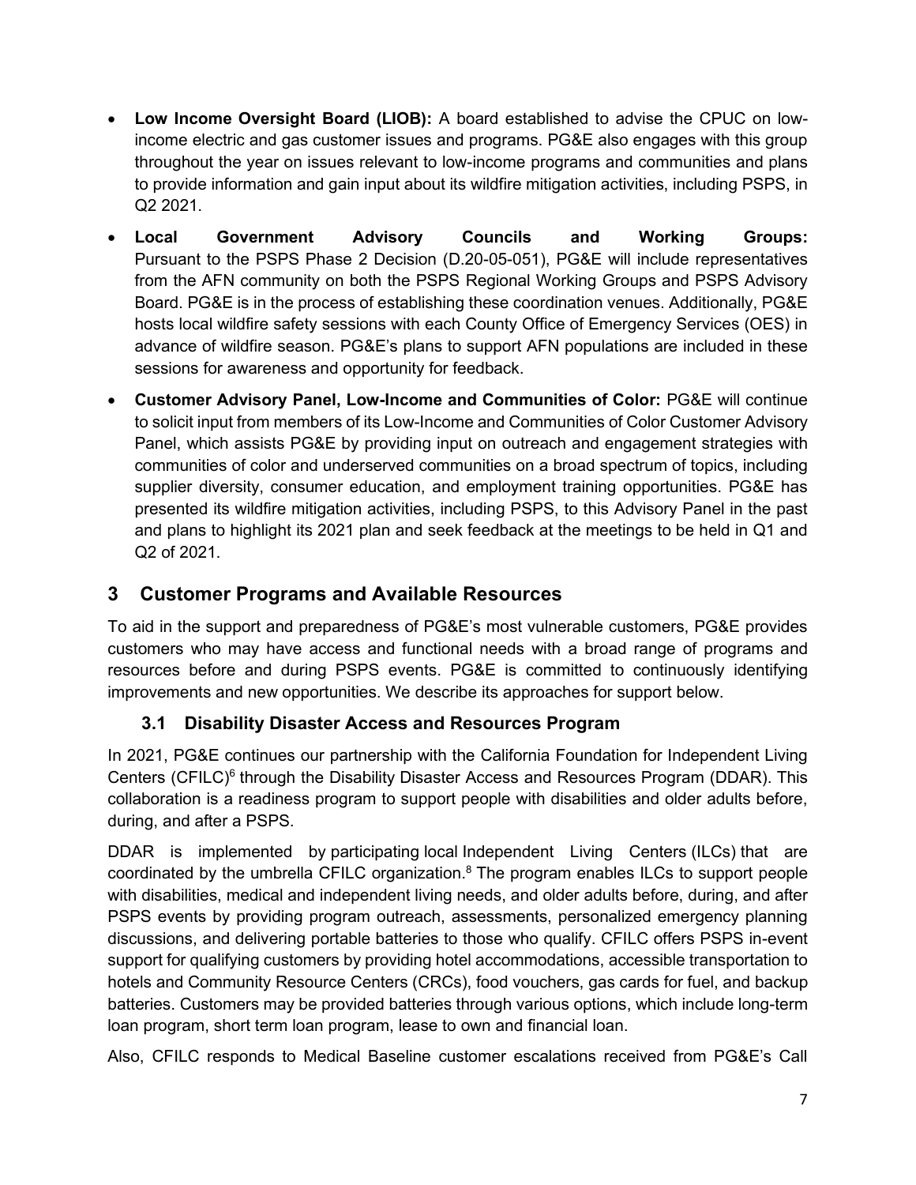- **Low Income Oversight Board (LIOB):** A board established to advise the CPUC on low-income electric and gas customer issues and programs. PG&E also engages with this group throughout the year on issues relevant to low-income programs and communities and plans to provide information and gain input about its wildfire mitigation activities, including PSPS, in Q2 2021.
- **Local Government Advisory Councils and Working Groups:** Pursuant to the PSPS Phase 2 Decision (D.20-05-051), PG&E will include representatives from the AFN community on both the PSPS Regional Working Groups and PSPS Advisory Board. PG&E is in the process of establishing these coordination venues. Additionally, PG&E hosts local wildfire safety sessions with each County Office of Emergency Services (OES) in advance of wildfire season. PG&E's plans to support AFN populations are included in these sessions for awareness and opportunity for feedback.
- **Customer Advisory Panel, Low-Income and Communities of Color:** PG&E will continue to solicit input from members of its Low-Income and Communities of Color Customer Advisory Panel, which assists PG&E by providing input on outreach and engagement strategies with communities of color and underserved communities on a broad spectrum of topics, including supplier diversity, consumer education, and employment training opportunities. PG&E has presented its wildfire mitigation activities, including PSPS, to this Advisory Panel in the past and plans to highlight its 2021 plan and seek feedback at the meetings to be held in Q1 and Q2 of 2021.

# 3 Customer Programs and Available Resources

To aid in the support and preparedness of PG&E's most vulnerable customers, PG&E provides customers who may have access and functional needs with a broad range of programs and resources before and during PSPS events. PG&E is committed to continuously identifying improvements and new opportunities. We describe its approaches for support below.

## 3.1 Disability Disaster Access and Resources Program

In 2021, PG&E continues our partnership with the California Foundation for Independent Living Centers (CFILC)[6] through the Disability Disaster Access and Resources Program (DDAR). This collaboration is a readiness program to support people with disabilities and older adults before, during, and after a PSPS.

DDAR is implemented by participating local Independent Living Centers (ILCs) that are coordinated by the umbrella CFILC organization.[8] The program enables ILCs to support people with disabilities, medical and independent living needs, and older adults before, during, and after PSPS events by providing program outreach, assessments, personalized emergency planning discussions, and delivering portable batteries to those who qualify. CFILC offers PSPS in-event support for qualifying customers by providing hotel accommodations, accessible transportation to hotels and Community Resource Centers (CRCs), food vouchers, gas cards for fuel, and backup batteries. Customers may be provided batteries through various options, which include long-term loan program, short term loan program, lease to own and financial loan.

Also, CFILC responds to Medical Baseline customer escalations received from PG&E's Call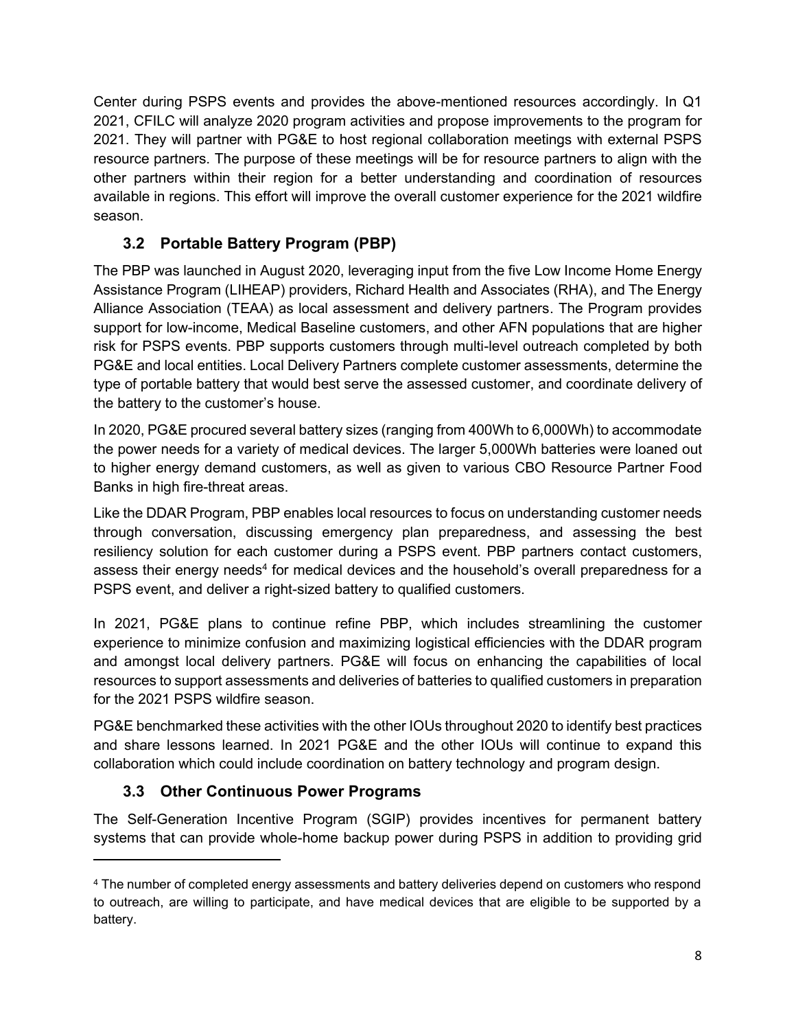Center during PSPS events and provides the above-mentioned resources accordingly. In Q1 2021, CFILC will analyze 2020 program activities and propose improvements to the program for 2021. They will partner with PG&E to host regional collaboration meetings with external PSPS resource partners. The purpose of these meetings will be for resource partners to align with the other partners within their region for a better understanding and coordination of resources available in regions. This effort will improve the overall customer experience for the 2021 wildfire season.

## 3.2 Portable Battery Program (PBP)

The PBP was launched in August 2020, leveraging input from the five Low Income Home Energy Assistance Program (LIHEAP) providers, Richard Health and Associates (RHA), and The Energy Alliance Association (TEAA) as local assessment and delivery partners. The Program provides support for low-income, Medical Baseline customers, and other AFN populations that are higher risk for PSPS events. PBP supports customers through multi-level outreach completed by both PG&E and local entities. Local Delivery Partners complete customer assessments, determine the type of portable battery that would best serve the assessed customer, and coordinate delivery of the battery to the customer's house.

In 2020, PG&E procured several battery sizes (ranging from 400Wh to 6,000Wh) to accommodate the power needs for a variety of medical devices. The larger 5,000Wh batteries were loaned out to higher energy demand customers, as well as given to various CBO Resource Partner Food Banks in high fire-threat areas.

Like the DDAR Program, PBP enables local resources to focus on understanding customer needs through conversation, discussing emergency plan preparedness, and assessing the best resiliency solution for each customer during a PSPS event. PBP partners contact customers, assess their energy needs[4] for medical devices and the household's overall preparedness for a PSPS event, and deliver a right-sized battery to qualified customers.

In 2021, PG&E plans to continue refine PBP, which includes streamlining the customer experience to minimize confusion and maximizing logistical efficiencies with the DDAR program and amongst local delivery partners. PG&E will focus on enhancing the capabilities of local resources to support assessments and deliveries of batteries to qualified customers in preparation for the 2021 PSPS wildfire season.

PG&E benchmarked these activities with the other IOUs throughout 2020 to identify best practices and share lessons learned. In 2021 PG&E and the other IOUs will continue to expand this collaboration which could include coordination on battery technology and program design.

## 3.3 Other Continuous Power Programs

The Self-Generation Incentive Program (SGIP) provides incentives for permanent battery systems that can provide whole-home backup power during PSPS in addition to providing grid

---

[4] The number of completed energy assessments and battery deliveries depend on customers who respond to outreach, are willing to participate, and have medical devices that are eligible to be supported by a battery.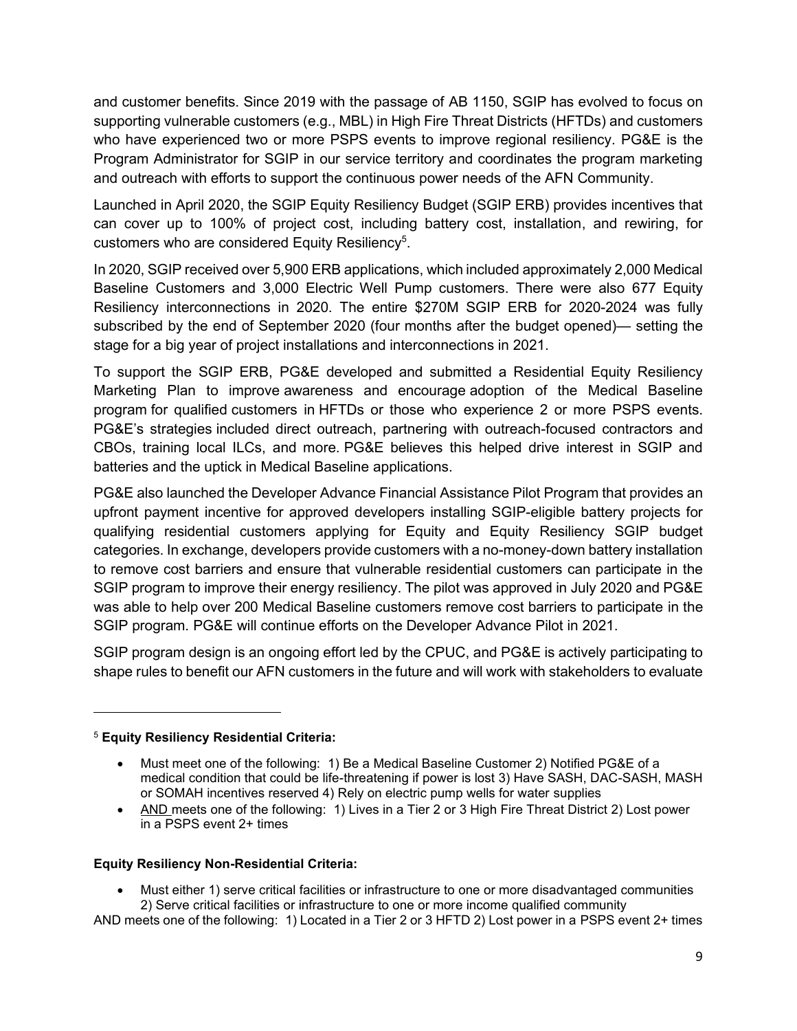and customer benefits. Since 2019 with the passage of AB 1150, SGIP has evolved to focus on supporting vulnerable customers (e.g., MBL) in High Fire Threat Districts (HFTDs) and customers who have experienced two or more PSPS events to improve regional resiliency. PG&E is the Program Administrator for SGIP in our service territory and coordinates the program marketing and outreach with efforts to support the continuous power needs of the AFN Community.

Launched in April 2020, the SGIP Equity Resiliency Budget (SGIP ERB) provides incentives that can cover up to 100% of project cost, including battery cost, installation, and rewiring, for customers who are considered Equity Resiliency[5].

In 2020, SGIP received over 5,900 ERB applications, which included approximately 2,000 Medical Baseline Customers and 3,000 Electric Well Pump customers. There were also 677 Equity Resiliency interconnections in 2020. The entire $270M SGIP ERB for 2020-2024 was fully subscribed by the end of September 2020 (four months after the budget opened)— setting the stage for a big year of project installations and interconnections in 2021.

To support the SGIP ERB, PG&E developed and submitted a Residential Equity Resiliency Marketing Plan to improve awareness and encourage adoption of the Medical Baseline program for qualified customers in HFTDs or those who experience 2 or more PSPS events. PG&E's strategies included direct outreach, partnering with outreach-focused contractors and CBOs, training local ILCs, and more. PG&E believes this helped drive interest in SGIP and batteries and the uptick in Medical Baseline applications.

PG&E also launched the Developer Advance Financial Assistance Pilot Program that provides an upfront payment incentive for approved developers installing SGIP-eligible battery projects for qualifying residential customers applying for Equity and Equity Resiliency SGIP budget categories. In exchange, developers provide customers with a no-money-down battery installation to remove cost barriers and ensure that vulnerable residential customers can participate in the SGIP program to improve their energy resiliency. The pilot was approved in July 2020 and PG&E was able to help over 200 Medical Baseline customers remove cost barriers to participate in the SGIP program. PG&E will continue efforts on the Developer Advance Pilot in 2021.

SGIP program design is an ongoing effort led by the CPUC, and PG&E is actively participating to shape rules to benefit our AFN customers in the future and will work with stakeholders to evaluate

---

[5] **Equity Resiliency Residential Criteria:**

- Must meet one of the following: 1) Be a Medical Baseline Customer 2) Notified PG&E of a medical condition that could be life-threatening if power is lost 3) Have SASH, DAC-SASH, MASH or SOMAH incentives reserved 4) Rely on electric pump wells for water supplies
- AND meets one of the following: 1) Lives in a Tier 2 or 3 High Fire Threat District 2) Lost power in a PSPS event 2+ times

**Equity Resiliency Non-Residential Criteria:**

- Must either 1) serve critical facilities or infrastructure to one or more disadvantaged communities 2) Serve critical facilities or infrastructure to one or more income qualified community

AND meets one of the following: 1) Located in a Tier 2 or 3 HFTD 2) Lost power in a PSPS event 2+ times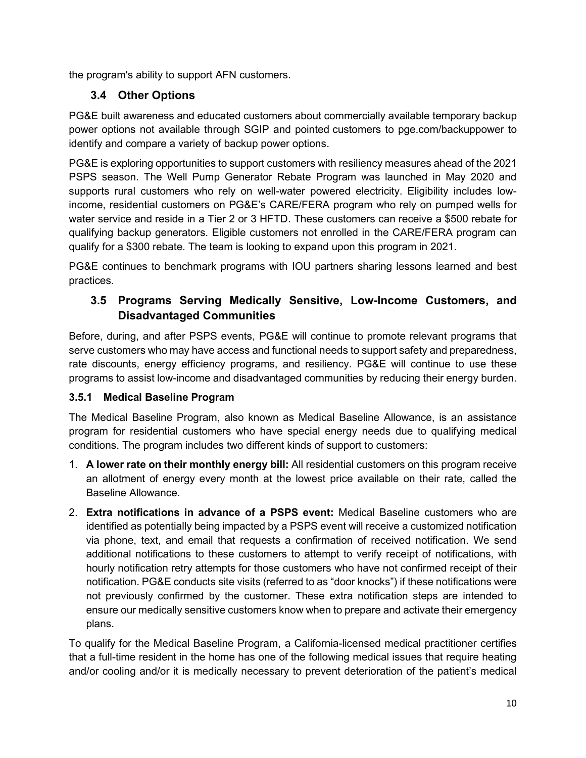the program's ability to support AFN customers.

## 3.4 Other Options

PG&E built awareness and educated customers about commercially available temporary backup power options not available through SGIP and pointed customers to pge.com/backuppower to identify and compare a variety of backup power options.

PG&E is exploring opportunities to support customers with resiliency measures ahead of the 2021 PSPS season. The Well Pump Generator Rebate Program was launched in May 2020 and supports rural customers who rely on well-water powered electricity. Eligibility includes low-income, residential customers on PG&E's CARE/FERA program who rely on pumped wells for water service and reside in a Tier 2 or 3 HFTD. These customers can receive a $500 rebate for qualifying backup generators. Eligible customers not enrolled in the CARE/FERA program can qualify for a $300 rebate. The team is looking to expand upon this program in 2021.

PG&E continues to benchmark programs with IOU partners sharing lessons learned and best practices.

## 3.5 Programs Serving Medically Sensitive, Low-Income Customers, and Disadvantaged Communities

Before, during, and after PSPS events, PG&E will continue to promote relevant programs that serve customers who may have access and functional needs to support safety and preparedness, rate discounts, energy efficiency programs, and resiliency. PG&E will continue to use these programs to assist low-income and disadvantaged communities by reducing their energy burden.

### 3.5.1 Medical Baseline Program

The Medical Baseline Program, also known as Medical Baseline Allowance, is an assistance program for residential customers who have special energy needs due to qualifying medical conditions. The program includes two different kinds of support to customers:

1. **A lower rate on their monthly energy bill:** All residential customers on this program receive an allotment of energy every month at the lowest price available on their rate, called the Baseline Allowance.
2. **Extra notifications in advance of a PSPS event:** Medical Baseline customers who are identified as potentially being impacted by a PSPS event will receive a customized notification via phone, text, and email that requests a confirmation of received notification. We send additional notifications to these customers to attempt to verify receipt of notifications, with hourly notification retry attempts for those customers who have not confirmed receipt of their notification. PG&E conducts site visits (referred to as "door knocks") if these notifications were not previously confirmed by the customer. These extra notification steps are intended to ensure our medically sensitive customers know when to prepare and activate their emergency plans.

To qualify for the Medical Baseline Program, a California-licensed medical practitioner certifies that a full-time resident in the home has one of the following medical issues that require heating and/or cooling and/or it is medically necessary to prevent deterioration of the patient's medical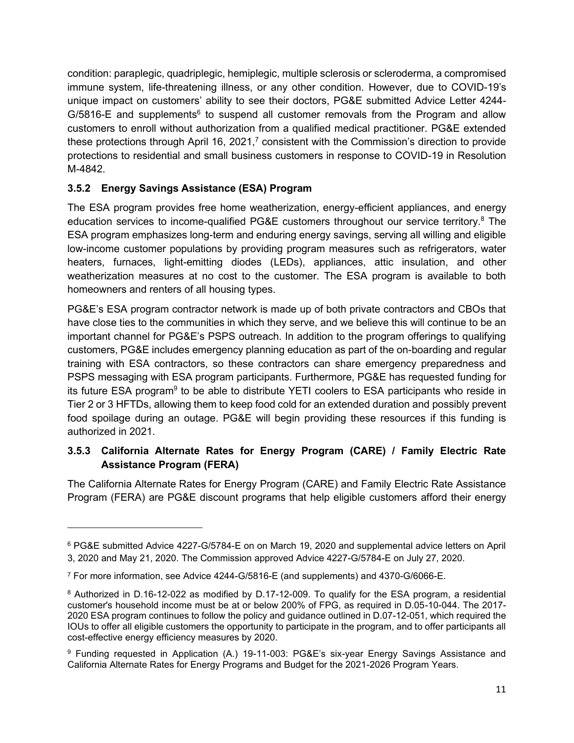condition: paraplegic, quadriplegic, hemiplegic, multiple sclerosis or scleroderma, a compromised immune system, life-threatening illness, or any other condition. However, due to COVID-19's unique impact on customers' ability to see their doctors, PG&E submitted Advice Letter 4244-G/5816-E and supplements[6] to suspend all customer removals from the Program and allow customers to enroll without authorization from a qualified medical practitioner. PG&E extended these protections through April 16, 2021,[7] consistent with the Commission's direction to provide protections to residential and small business customers in response to COVID-19 in Resolution M-4842.

### 3.5.2 Energy Savings Assistance (ESA) Program

The ESA program provides free home weatherization, energy-efficient appliances, and energy education services to income-qualified PG&E customers throughout our service territory.[8] The ESA program emphasizes long-term and enduring energy savings, serving all willing and eligible low-income customer populations by providing program measures such as refrigerators, water heaters, furnaces, light-emitting diodes (LEDs), appliances, attic insulation, and other weatherization measures at no cost to the customer. The ESA program is available to both homeowners and renters of all housing types.

PG&E's ESA program contractor network is made up of both private contractors and CBOs that have close ties to the communities in which they serve, and we believe this will continue to be an important channel for PG&E's PSPS outreach. In addition to the program offerings to qualifying customers, PG&E includes emergency planning education as part of the on-boarding and regular training with ESA contractors, so these contractors can share emergency preparedness and PSPS messaging with ESA program participants. Furthermore, PG&E has requested funding for its future ESA program[9] to be able to distribute YETI coolers to ESA participants who reside in Tier 2 or 3 HFTDs, allowing them to keep food cold for an extended duration and possibly prevent food spoilage during an outage. PG&E will begin providing these resources if this funding is authorized in 2021.

### 3.5.3 California Alternate Rates for Energy Program (CARE) / Family Electric Rate Assistance Program (FERA)

The California Alternate Rates for Energy Program (CARE) and Family Electric Rate Assistance Program (FERA) are PG&E discount programs that help eligible customers afford their energy

---

[6] PG&E submitted Advice 4227-G/5784-E on on March 19, 2020 and supplemental advice letters on April 3, 2020 and May 21, 2020. The Commission approved Advice 4227-G/5784-E on July 27, 2020.

[7] For more information, see Advice 4244-G/5816-E (and supplements) and 4370-G/6066-E.

[8] Authorized in D.16-12-022 as modified by D.17-12-009. To qualify for the ESA program, a residential customer's household income must be at or below 200% of FPG, as required in D.05-10-044. The 2017-2020 ESA program continues to follow the policy and guidance outlined in D.07-12-051, which required the IOUs to offer all eligible customers the opportunity to participate in the program, and to offer participants all cost-effective energy efficiency measures by 2020.

[9] Funding requested in Application (A.) 19-11-003: PG&E's six-year Energy Savings Assistance and California Alternate Rates for Energy Programs and Budget for the 2021-2026 Program Years.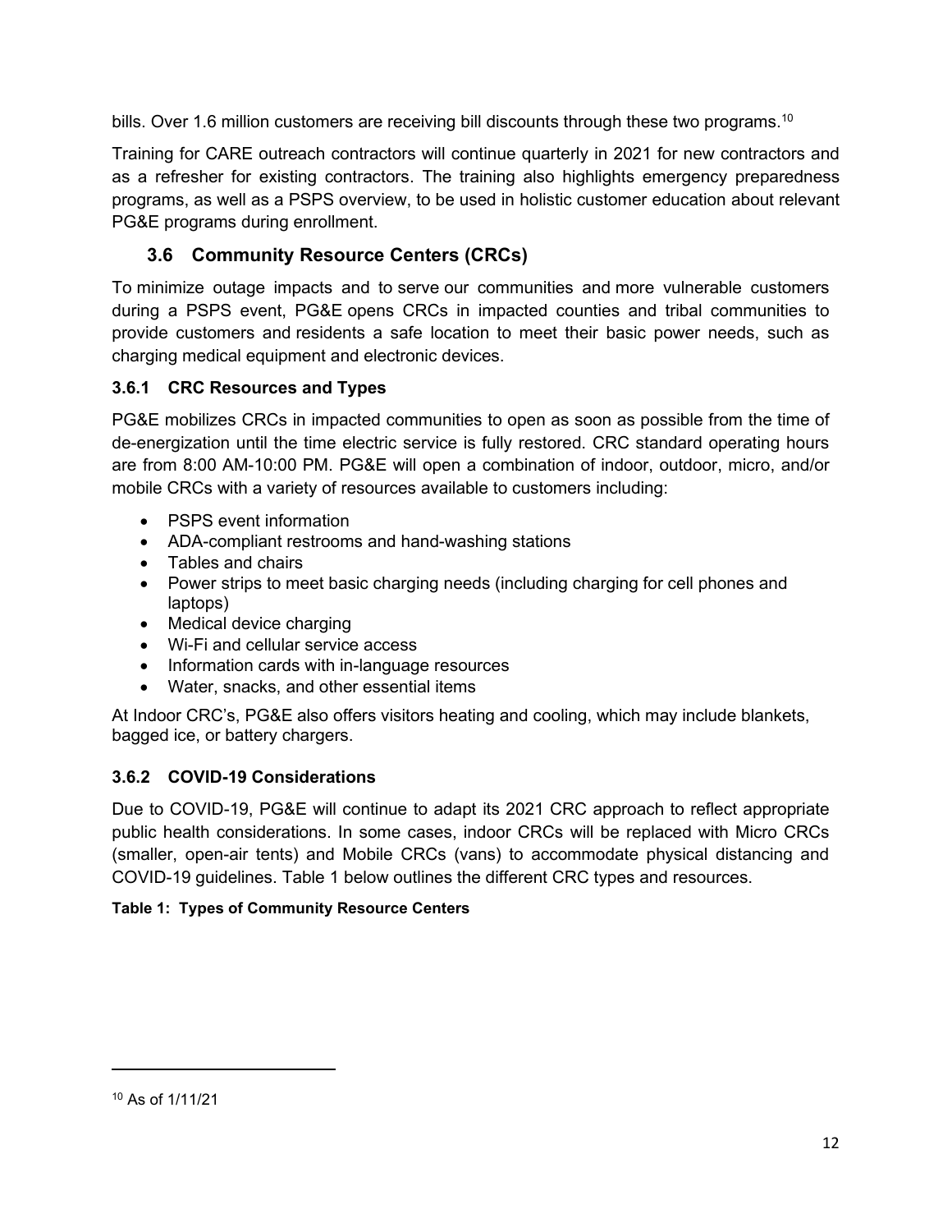bills. Over 1.6 million customers are receiving bill discounts through these two programs.[10]

Training for CARE outreach contractors will continue quarterly in 2021 for new contractors and as a refresher for existing contractors. The training also highlights emergency preparedness programs, as well as a PSPS overview, to be used in holistic customer education about relevant PG&E programs during enrollment.

## 3.6 Community Resource Centers (CRCs)

To minimize outage impacts and to serve our communities and more vulnerable customers during a PSPS event, PG&E opens CRCs in impacted counties and tribal communities to provide customers and residents a safe location to meet their basic power needs, such as charging medical equipment and electronic devices.

### 3.6.1 CRC Resources and Types

PG&E mobilizes CRCs in impacted communities to open as soon as possible from the time of de-energization until the time electric service is fully restored. CRC standard operating hours are from 8:00 AM-10:00 PM. PG&E will open a combination of indoor, outdoor, micro, and/or mobile CRCs with a variety of resources available to customers including:

- PSPS event information
- ADA-compliant restrooms and hand-washing stations
- Tables and chairs
- Power strips to meet basic charging needs (including charging for cell phones and laptops)
- Medical device charging
- Wi-Fi and cellular service access
- Information cards with in-language resources
- Water, snacks, and other essential items

At Indoor CRC's, PG&E also offers visitors heating and cooling, which may include blankets, bagged ice, or battery chargers.

### 3.6.2 COVID-19 Considerations

Due to COVID-19, PG&E will continue to adapt its 2021 CRC approach to reflect appropriate public health considerations. In some cases, indoor CRCs will be replaced with Micro CRCs (smaller, open-air tents) and Mobile CRCs (vans) to accommodate physical distancing and COVID-19 guidelines. Table 1 below outlines the different CRC types and resources.

**Table 1: Types of Community Resource Centers**

[10] As of 1/11/21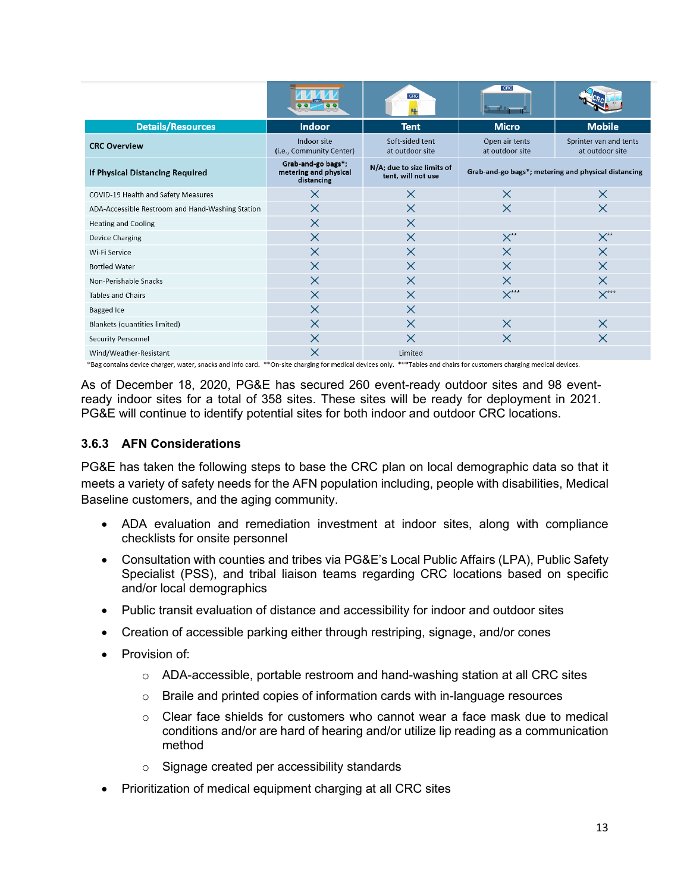| Details/Resources | Indoor | Tent | Micro | Mobile |
|---|---|---|---|---|
| CRC Overview | Indoor site (i.e., Community Center) | Soft-sided tent at outdoor site | Open air tents at outdoor site | Sprinter van and tents at outdoor site |
| If Physical Distancing Required | Grab-and-go bags*; metering and physical distancing | N/A; due to size limits of tent, will not use | Grab-and-go bags*; metering and physical distancing | |
| COVID-19 Health and Safety Measures | X | X | X | X |
| ADA-Accessible Restroom and Hand-Washing Station | X | X | X | X |
| Heating and Cooling | X | X | | |
| Device Charging | X | X | X** | X** |
| Wi-Fi Service | X | X | X | X |
| Bottled Water | X | X | X | X |
| Non-Perishable Snacks | X | X | X | X |
| Tables and Chairs | X | X | X*** | X*** |
| Bagged Ice | X | X | | |
| Blankets (quantities limited) | X | X | X | X |
| Security Personnel | X | X | X | X |
| Wind/Weather-Resistant | X | Limited | | |

*Bag contains device charger, water, snacks and info card. **On-site charging for medical devices only. ***Tables and chairs for customers charging medical devices.

As of December 18, 2020, PG&E has secured 260 event-ready outdoor sites and 98 event-ready indoor sites for a total of 358 sites. These sites will be ready for deployment in 2021. PG&E will continue to identify potential sites for both indoor and outdoor CRC locations.

### 3.6.3 AFN Considerations

PG&E has taken the following steps to base the CRC plan on local demographic data so that it meets a variety of safety needs for the AFN population including, people with disabilities, Medical Baseline customers, and the aging community.

- ADA evaluation and remediation investment at indoor sites, along with compliance checklists for onsite personnel
- Consultation with counties and tribes via PG&E's Local Public Affairs (LPA), Public Safety Specialist (PSS), and tribal liaison teams regarding CRC locations based on specific and/or local demographics
- Public transit evaluation of distance and accessibility for indoor and outdoor sites
- Creation of accessible parking either through restriping, signage, and/or cones
- Provision of:
  - ADA-accessible, portable restroom and hand-washing station at all CRC sites
  - Braile and printed copies of information cards with in-language resources
  - Clear face shields for customers who cannot wear a face mask due to medical conditions and/or are hard of hearing and/or utilize lip reading as a communication method
  - Signage created per accessibility standards
- Prioritization of medical equipment charging at all CRC sites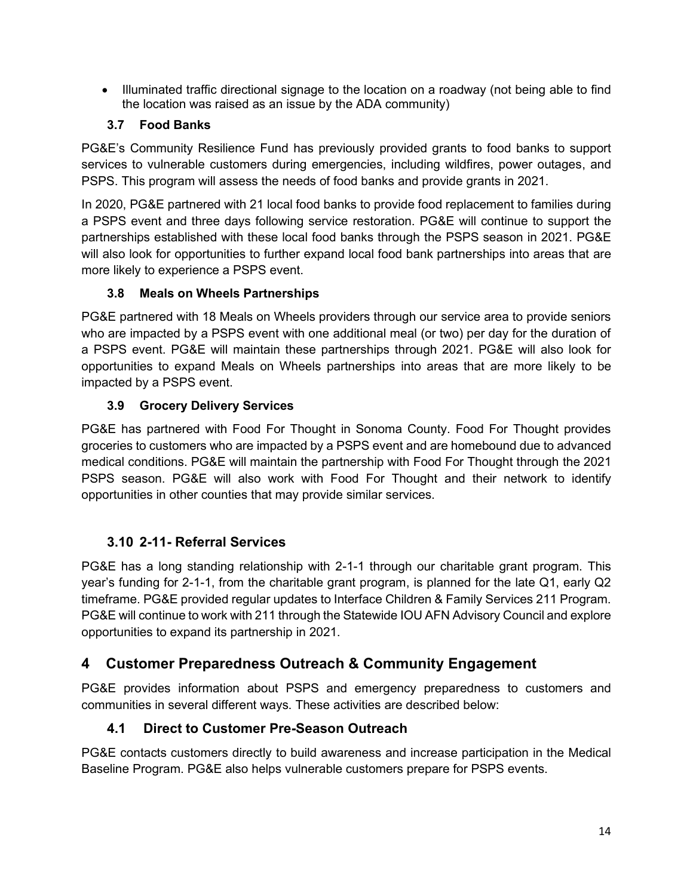- Illuminated traffic directional signage to the location on a roadway (not being able to find the location was raised as an issue by the ADA community)

### 3.7 Food Banks

PG&E's Community Resilience Fund has previously provided grants to food banks to support services to vulnerable customers during emergencies, including wildfires, power outages, and PSPS. This program will assess the needs of food banks and provide grants in 2021.

In 2020, PG&E partnered with 21 local food banks to provide food replacement to families during a PSPS event and three days following service restoration. PG&E will continue to support the partnerships established with these local food banks through the PSPS season in 2021. PG&E will also look for opportunities to further expand local food bank partnerships into areas that are more likely to experience a PSPS event.

### 3.8 Meals on Wheels Partnerships

PG&E partnered with 18 Meals on Wheels providers through our service area to provide seniors who are impacted by a PSPS event with one additional meal (or two) per day for the duration of a PSPS event. PG&E will maintain these partnerships through 2021. PG&E will also look for opportunities to expand Meals on Wheels partnerships into areas that are more likely to be impacted by a PSPS event.

### 3.9 Grocery Delivery Services

PG&E has partnered with Food For Thought in Sonoma County. Food For Thought provides groceries to customers who are impacted by a PSPS event and are homebound due to advanced medical conditions. PG&E will maintain the partnership with Food For Thought through the 2021 PSPS season. PG&E will also work with Food For Thought and their network to identify opportunities in other counties that may provide similar services.

### 3.10 2-11- Referral Services

PG&E has a long standing relationship with 2-1-1 through our charitable grant program. This year's funding for 2-1-1, from the charitable grant program, is planned for the late Q1, early Q2 timeframe. PG&E provided regular updates to Interface Children & Family Services 211 Program. PG&E will continue to work with 211 through the Statewide IOU AFN Advisory Council and explore opportunities to expand its partnership in 2021.

## 4 Customer Preparedness Outreach & Community Engagement

PG&E provides information about PSPS and emergency preparedness to customers and communities in several different ways. These activities are described below:

### 4.1 Direct to Customer Pre-Season Outreach

PG&E contacts customers directly to build awareness and increase participation in the Medical Baseline Program. PG&E also helps vulnerable customers prepare for PSPS events.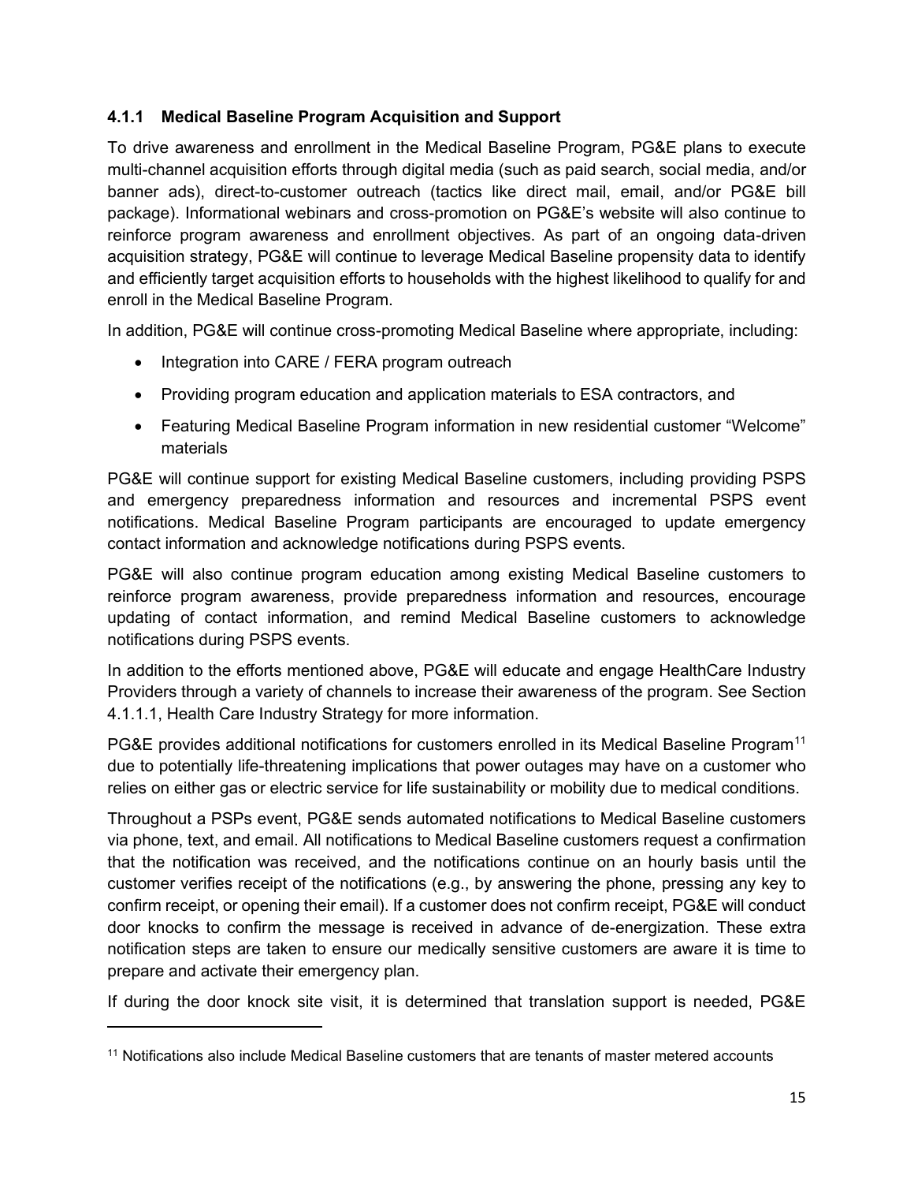### 4.1.1 Medical Baseline Program Acquisition and Support

To drive awareness and enrollment in the Medical Baseline Program, PG&E plans to execute multi-channel acquisition efforts through digital media (such as paid search, social media, and/or banner ads), direct-to-customer outreach (tactics like direct mail, email, and/or PG&E bill package). Informational webinars and cross-promotion on PG&E's website will also continue to reinforce program awareness and enrollment objectives. As part of an ongoing data-driven acquisition strategy, PG&E will continue to leverage Medical Baseline propensity data to identify and efficiently target acquisition efforts to households with the highest likelihood to qualify for and enroll in the Medical Baseline Program.

In addition, PG&E will continue cross-promoting Medical Baseline where appropriate, including:

- Integration into CARE / FERA program outreach
- Providing program education and application materials to ESA contractors, and
- Featuring Medical Baseline Program information in new residential customer "Welcome" materials

PG&E will continue support for existing Medical Baseline customers, including providing PSPS and emergency preparedness information and resources and incremental PSPS event notifications. Medical Baseline Program participants are encouraged to update emergency contact information and acknowledge notifications during PSPS events.

PG&E will also continue program education among existing Medical Baseline customers to reinforce program awareness, provide preparedness information and resources, encourage updating of contact information, and remind Medical Baseline customers to acknowledge notifications during PSPS events.

In addition to the efforts mentioned above, PG&E will educate and engage HealthCare Industry Providers through a variety of channels to increase their awareness of the program. See Section 4.1.1.1, Health Care Industry Strategy for more information.

PG&E provides additional notifications for customers enrolled in its Medical Baseline Program[11] due to potentially life-threatening implications that power outages may have on a customer who relies on either gas or electric service for life sustainability or mobility due to medical conditions.

Throughout a PSPs event, PG&E sends automated notifications to Medical Baseline customers via phone, text, and email. All notifications to Medical Baseline customers request a confirmation that the notification was received, and the notifications continue on an hourly basis until the customer verifies receipt of the notifications (e.g., by answering the phone, pressing any key to confirm receipt, or opening their email). If a customer does not confirm receipt, PG&E will conduct door knocks to confirm the message is received in advance of de-energization. These extra notification steps are taken to ensure our medically sensitive customers are aware it is time to prepare and activate their emergency plan.

If during the door knock site visit, it is determined that translation support is needed, PG&E

[11] Notifications also include Medical Baseline customers that are tenants of master metered accounts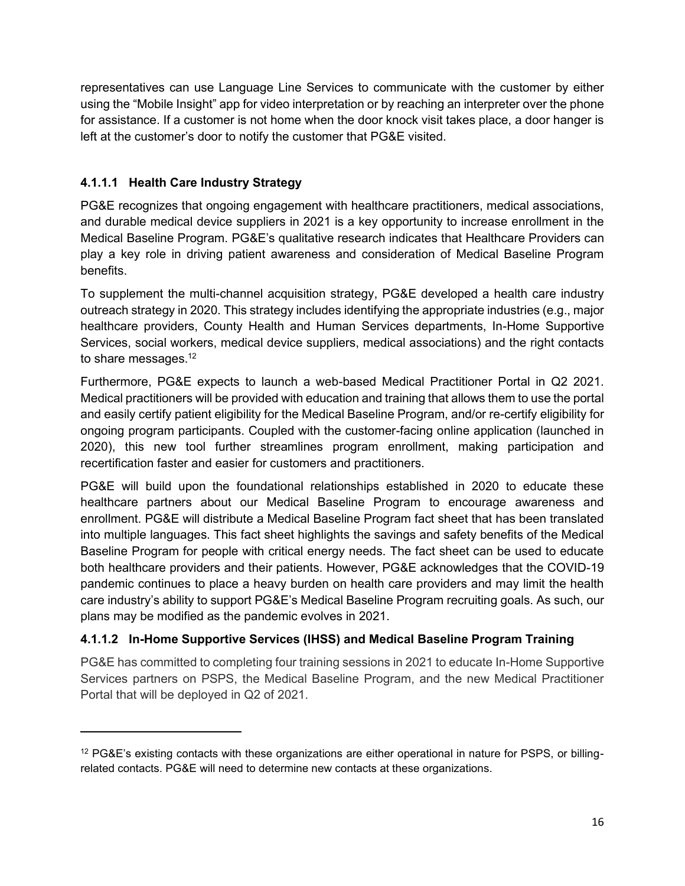representatives can use Language Line Services to communicate with the customer by either using the "Mobile Insight" app for video interpretation or by reaching an interpreter over the phone for assistance. If a customer is not home when the door knock visit takes place, a door hanger is left at the customer's door to notify the customer that PG&E visited.

#### 4.1.1.1 Health Care Industry Strategy

PG&E recognizes that ongoing engagement with healthcare practitioners, medical associations, and durable medical device suppliers in 2021 is a key opportunity to increase enrollment in the Medical Baseline Program. PG&E's qualitative research indicates that Healthcare Providers can play a key role in driving patient awareness and consideration of Medical Baseline Program benefits.

To supplement the multi-channel acquisition strategy, PG&E developed a health care industry outreach strategy in 2020. This strategy includes identifying the appropriate industries (e.g., major healthcare providers, County Health and Human Services departments, In-Home Supportive Services, social workers, medical device suppliers, medical associations) and the right contacts to share messages.[12]

Furthermore, PG&E expects to launch a web-based Medical Practitioner Portal in Q2 2021. Medical practitioners will be provided with education and training that allows them to use the portal and easily certify patient eligibility for the Medical Baseline Program, and/or re-certify eligibility for ongoing program participants. Coupled with the customer-facing online application (launched in 2020), this new tool further streamlines program enrollment, making participation and recertification faster and easier for customers and practitioners.

PG&E will build upon the foundational relationships established in 2020 to educate these healthcare partners about our Medical Baseline Program to encourage awareness and enrollment. PG&E will distribute a Medical Baseline Program fact sheet that has been translated into multiple languages. This fact sheet highlights the savings and safety benefits of the Medical Baseline Program for people with critical energy needs. The fact sheet can be used to educate both healthcare providers and their patients. However, PG&E acknowledges that the COVID-19 pandemic continues to place a heavy burden on health care providers and may limit the health care industry's ability to support PG&E's Medical Baseline Program recruiting goals. As such, our plans may be modified as the pandemic evolves in 2021.

#### 4.1.1.2 In-Home Supportive Services (IHSS) and Medical Baseline Program Training

PG&E has committed to completing four training sessions in 2021 to educate In-Home Supportive Services partners on PSPS, the Medical Baseline Program, and the new Medical Practitioner Portal that will be deployed in Q2 of 2021.

---

[12] PG&E's existing contacts with these organizations are either operational in nature for PSPS, or billing-related contacts. PG&E will need to determine new contacts at these organizations.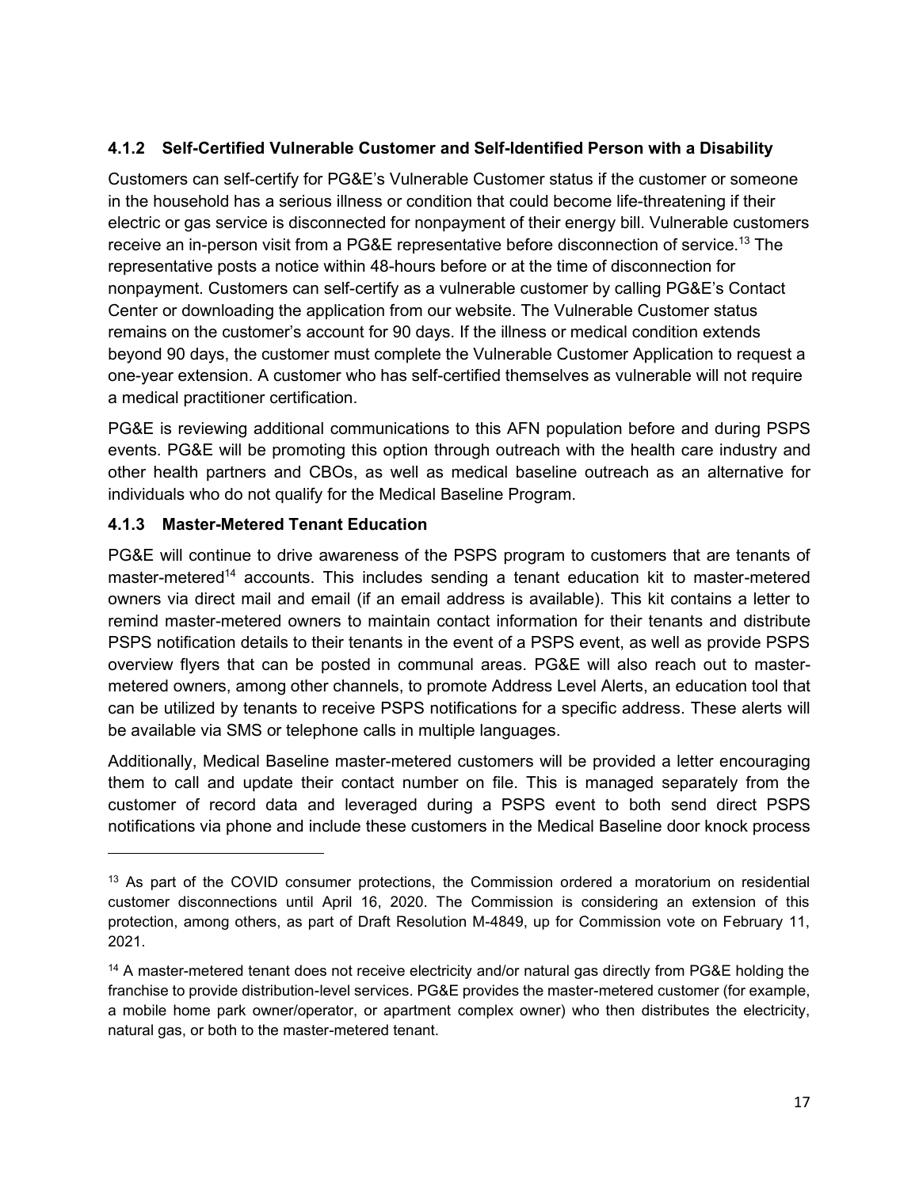### 4.1.2 Self-Certified Vulnerable Customer and Self-Identified Person with a Disability

Customers can self-certify for PG&E's Vulnerable Customer status if the customer or someone in the household has a serious illness or condition that could become life-threatening if their electric or gas service is disconnected for nonpayment of their energy bill. Vulnerable customers receive an in-person visit from a PG&E representative before disconnection of service.[13] The representative posts a notice within 48-hours before or at the time of disconnection for nonpayment. Customers can self-certify as a vulnerable customer by calling PG&E's Contact Center or downloading the application from our website. The Vulnerable Customer status remains on the customer's account for 90 days. If the illness or medical condition extends beyond 90 days, the customer must complete the Vulnerable Customer Application to request a one-year extension. A customer who has self-certified themselves as vulnerable will not require a medical practitioner certification.

PG&E is reviewing additional communications to this AFN population before and during PSPS events. PG&E will be promoting this option through outreach with the health care industry and other health partners and CBOs, as well as medical baseline outreach as an alternative for individuals who do not qualify for the Medical Baseline Program.

### 4.1.3 Master-Metered Tenant Education

PG&E will continue to drive awareness of the PSPS program to customers that are tenants of master-metered[14] accounts. This includes sending a tenant education kit to master-metered owners via direct mail and email (if an email address is available). This kit contains a letter to remind master-metered owners to maintain contact information for their tenants and distribute PSPS notification details to their tenants in the event of a PSPS event, as well as provide PSPS overview flyers that can be posted in communal areas. PG&E will also reach out to master-metered owners, among other channels, to promote Address Level Alerts, an education tool that can be utilized by tenants to receive PSPS notifications for a specific address. These alerts will be available via SMS or telephone calls in multiple languages.

Additionally, Medical Baseline master-metered customers will be provided a letter encouraging them to call and update their contact number on file. This is managed separately from the customer of record data and leveraged during a PSPS event to both send direct PSPS notifications via phone and include these customers in the Medical Baseline door knock process

---

[13] As part of the COVID consumer protections, the Commission ordered a moratorium on residential customer disconnections until April 16, 2020. The Commission is considering an extension of this protection, among others, as part of Draft Resolution M-4849, up for Commission vote on February 11, 2021.

[14] A master-metered tenant does not receive electricity and/or natural gas directly from PG&E holding the franchise to provide distribution-level services. PG&E provides the master-metered customer (for example, a mobile home park owner/operator, or apartment complex owner) who then distributes the electricity, natural gas, or both to the master-metered tenant.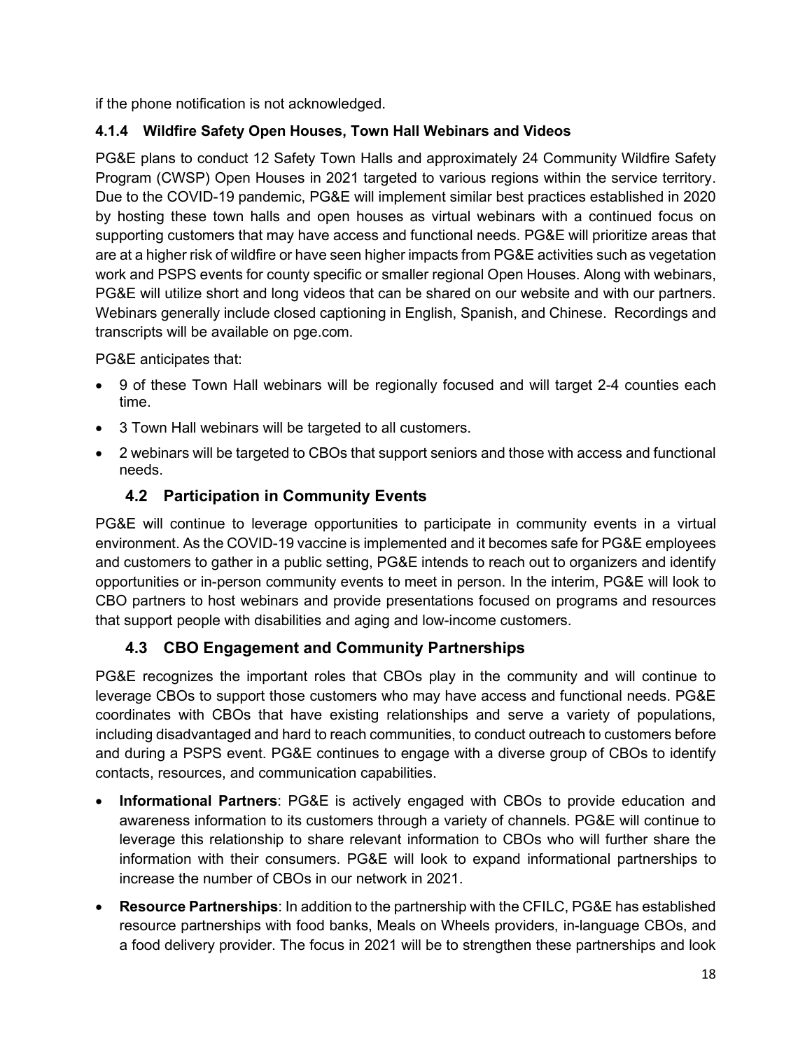if the phone notification is not acknowledged.

### 4.1.4 Wildfire Safety Open Houses, Town Hall Webinars and Videos

PG&E plans to conduct 12 Safety Town Halls and approximately 24 Community Wildfire Safety Program (CWSP) Open Houses in 2021 targeted to various regions within the service territory. Due to the COVID-19 pandemic, PG&E will implement similar best practices established in 2020 by hosting these town halls and open houses as virtual webinars with a continued focus on supporting customers that may have access and functional needs. PG&E will prioritize areas that are at a higher risk of wildfire or have seen higher impacts from PG&E activities such as vegetation work and PSPS events for county specific or smaller regional Open Houses. Along with webinars, PG&E will utilize short and long videos that can be shared on our website and with our partners. Webinars generally include closed captioning in English, Spanish, and Chinese. Recordings and transcripts will be available on pge.com.

PG&E anticipates that:

- 9 of these Town Hall webinars will be regionally focused and will target 2-4 counties each time.
- 3 Town Hall webinars will be targeted to all customers.
- 2 webinars will be targeted to CBOs that support seniors and those with access and functional needs.

## 4.2 Participation in Community Events

PG&E will continue to leverage opportunities to participate in community events in a virtual environment. As the COVID-19 vaccine is implemented and it becomes safe for PG&E employees and customers to gather in a public setting, PG&E intends to reach out to organizers and identify opportunities or in-person community events to meet in person. In the interim, PG&E will look to CBO partners to host webinars and provide presentations focused on programs and resources that support people with disabilities and aging and low-income customers.

## 4.3 CBO Engagement and Community Partnerships

PG&E recognizes the important roles that CBOs play in the community and will continue to leverage CBOs to support those customers who may have access and functional needs. PG&E coordinates with CBOs that have existing relationships and serve a variety of populations, including disadvantaged and hard to reach communities, to conduct outreach to customers before and during a PSPS event. PG&E continues to engage with a diverse group of CBOs to identify contacts, resources, and communication capabilities.

- **Informational Partners**: PG&E is actively engaged with CBOs to provide education and awareness information to its customers through a variety of channels. PG&E will continue to leverage this relationship to share relevant information to CBOs who will further share the information with their consumers. PG&E will look to expand informational partnerships to increase the number of CBOs in our network in 2021.
- **Resource Partnerships**: In addition to the partnership with the CFILC, PG&E has established resource partnerships with food banks, Meals on Wheels providers, in-language CBOs, and a food delivery provider. The focus in 2021 will be to strengthen these partnerships and look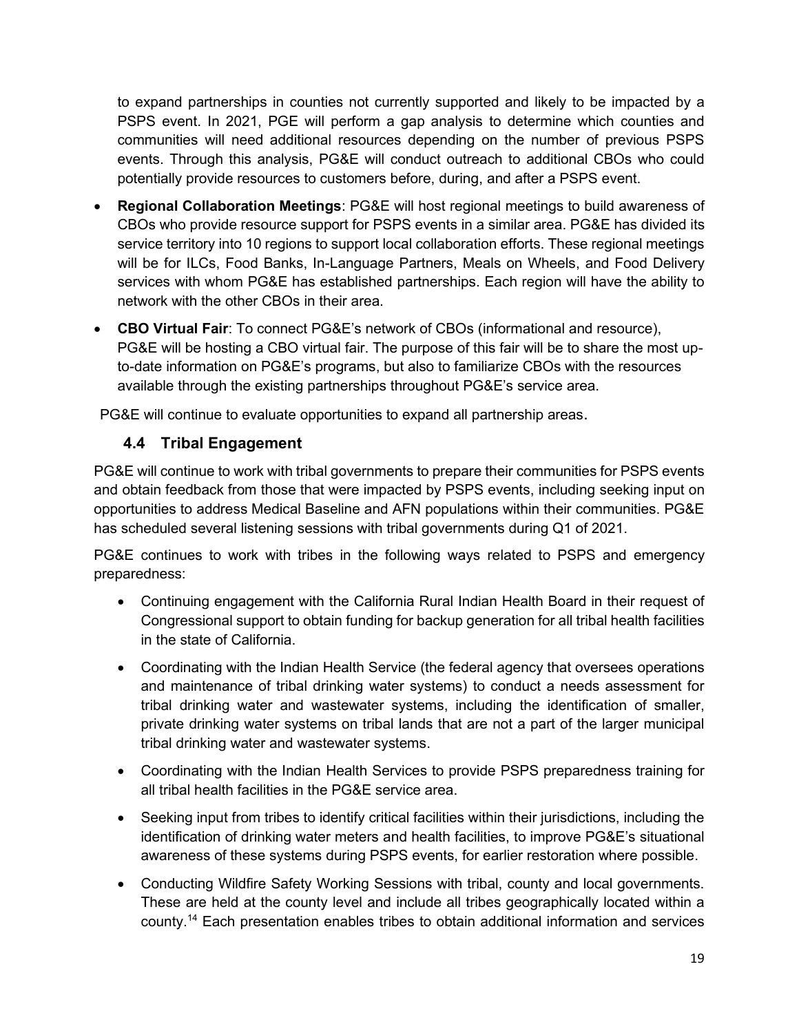to expand partnerships in counties not currently supported and likely to be impacted by a PSPS event. In 2021, PGE will perform a gap analysis to determine which counties and communities will need additional resources depending on the number of previous PSPS events. Through this analysis, PG&E will conduct outreach to additional CBOs who could potentially provide resources to customers before, during, and after a PSPS event.

- **Regional Collaboration Meetings**: PG&E will host regional meetings to build awareness of CBOs who provide resource support for PSPS events in a similar area. PG&E has divided its service territory into 10 regions to support local collaboration efforts. These regional meetings will be for ILCs, Food Banks, In-Language Partners, Meals on Wheels, and Food Delivery services with whom PG&E has established partnerships. Each region will have the ability to network with the other CBOs in their area.
- **CBO Virtual Fair**: To connect PG&E's network of CBOs (informational and resource), PG&E will be hosting a CBO virtual fair. The purpose of this fair will be to share the most up-to-date information on PG&E's programs, but also to familiarize CBOs with the resources available through the existing partnerships throughout PG&E's service area.

PG&E will continue to evaluate opportunities to expand all partnership areas.

## 4.4 Tribal Engagement

PG&E will continue to work with tribal governments to prepare their communities for PSPS events and obtain feedback from those that were impacted by PSPS events, including seeking input on opportunities to address Medical Baseline and AFN populations within their communities. PG&E has scheduled several listening sessions with tribal governments during Q1 of 2021.

PG&E continues to work with tribes in the following ways related to PSPS and emergency preparedness:

- Continuing engagement with the California Rural Indian Health Board in their request of Congressional support to obtain funding for backup generation for all tribal health facilities in the state of California.
- Coordinating with the Indian Health Service (the federal agency that oversees operations and maintenance of tribal drinking water systems) to conduct a needs assessment for tribal drinking water and wastewater systems, including the identification of smaller, private drinking water systems on tribal lands that are not a part of the larger municipal tribal drinking water and wastewater systems.
- Coordinating with the Indian Health Services to provide PSPS preparedness training for all tribal health facilities in the PG&E service area.
- Seeking input from tribes to identify critical facilities within their jurisdictions, including the identification of drinking water meters and health facilities, to improve PG&E's situational awareness of these systems during PSPS events, for earlier restoration where possible.
- Conducting Wildfire Safety Working Sessions with tribal, county and local governments. These are held at the county level and include all tribes geographically located within a county.[14] Each presentation enables tribes to obtain additional information and services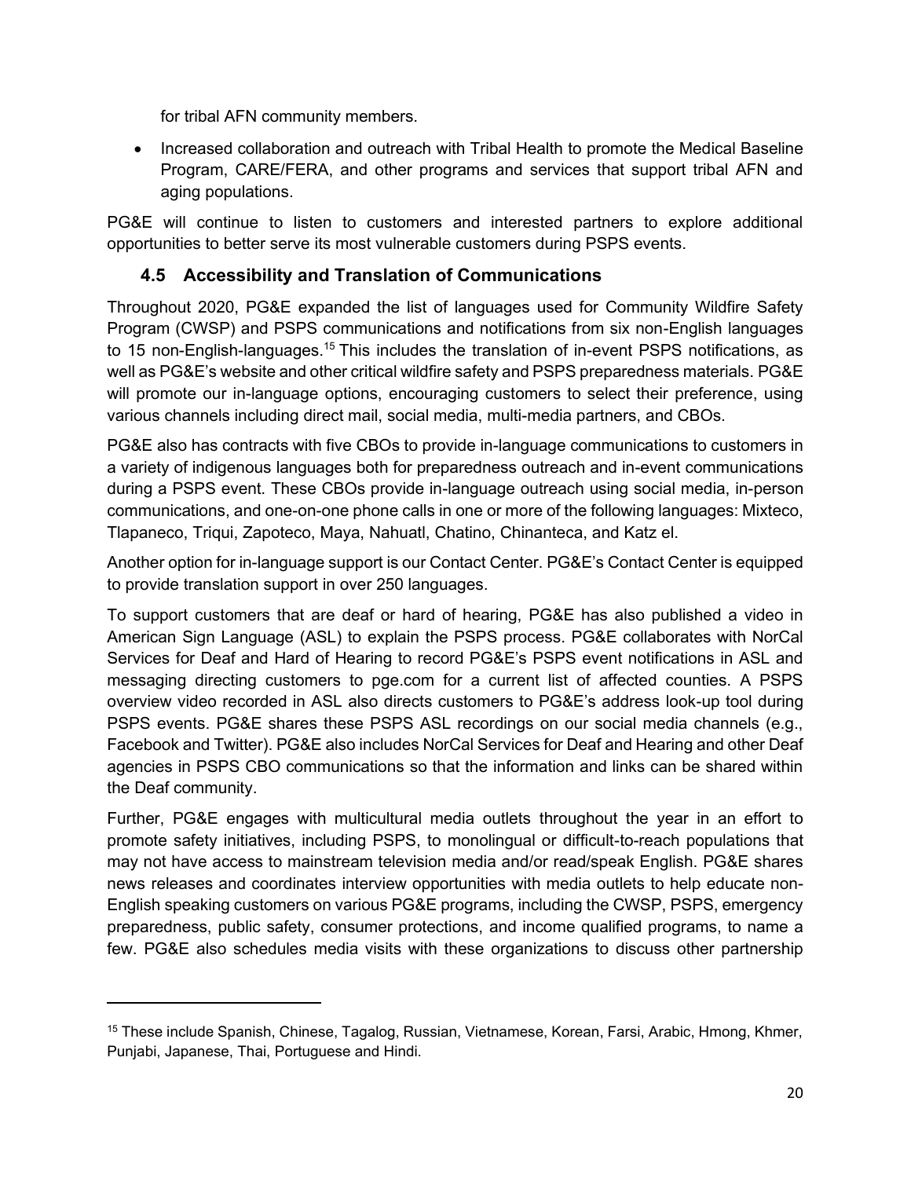for tribal AFN community members.

- Increased collaboration and outreach with Tribal Health to promote the Medical Baseline Program, CARE/FERA, and other programs and services that support tribal AFN and aging populations.

PG&E will continue to listen to customers and interested partners to explore additional opportunities to better serve its most vulnerable customers during PSPS events.

## 4.5 Accessibility and Translation of Communications

Throughout 2020, PG&E expanded the list of languages used for Community Wildfire Safety Program (CWSP) and PSPS communications and notifications from six non-English languages to 15 non-English-languages.[15] This includes the translation of in-event PSPS notifications, as well as PG&E's website and other critical wildfire safety and PSPS preparedness materials. PG&E will promote our in-language options, encouraging customers to select their preference, using various channels including direct mail, social media, multi-media partners, and CBOs.

PG&E also has contracts with five CBOs to provide in-language communications to customers in a variety of indigenous languages both for preparedness outreach and in-event communications during a PSPS event. These CBOs provide in-language outreach using social media, in-person communications, and one-on-one phone calls in one or more of the following languages: Mixteco, Tlapaneco, Triqui, Zapoteco, Maya, Nahuatl, Chatino, Chinanteca, and Katz el.

Another option for in-language support is our Contact Center. PG&E's Contact Center is equipped to provide translation support in over 250 languages.

To support customers that are deaf or hard of hearing, PG&E has also published a video in American Sign Language (ASL) to explain the PSPS process. PG&E collaborates with NorCal Services for Deaf and Hard of Hearing to record PG&E's PSPS event notifications in ASL and messaging directing customers to pge.com for a current list of affected counties. A PSPS overview video recorded in ASL also directs customers to PG&E's address look-up tool during PSPS events. PG&E shares these PSPS ASL recordings on our social media channels (e.g., Facebook and Twitter). PG&E also includes NorCal Services for Deaf and Hearing and other Deaf agencies in PSPS CBO communications so that the information and links can be shared within the Deaf community.

Further, PG&E engages with multicultural media outlets throughout the year in an effort to promote safety initiatives, including PSPS, to monolingual or difficult-to-reach populations that may not have access to mainstream television media and/or read/speak English. PG&E shares news releases and coordinates interview opportunities with media outlets to help educate non-English speaking customers on various PG&E programs, including the CWSP, PSPS, emergency preparedness, public safety, consumer protections, and income qualified programs, to name a few. PG&E also schedules media visits with these organizations to discuss other partnership

---

[15] These include Spanish, Chinese, Tagalog, Russian, Vietnamese, Korean, Farsi, Arabic, Hmong, Khmer, Punjabi, Japanese, Thai, Portuguese and Hindi.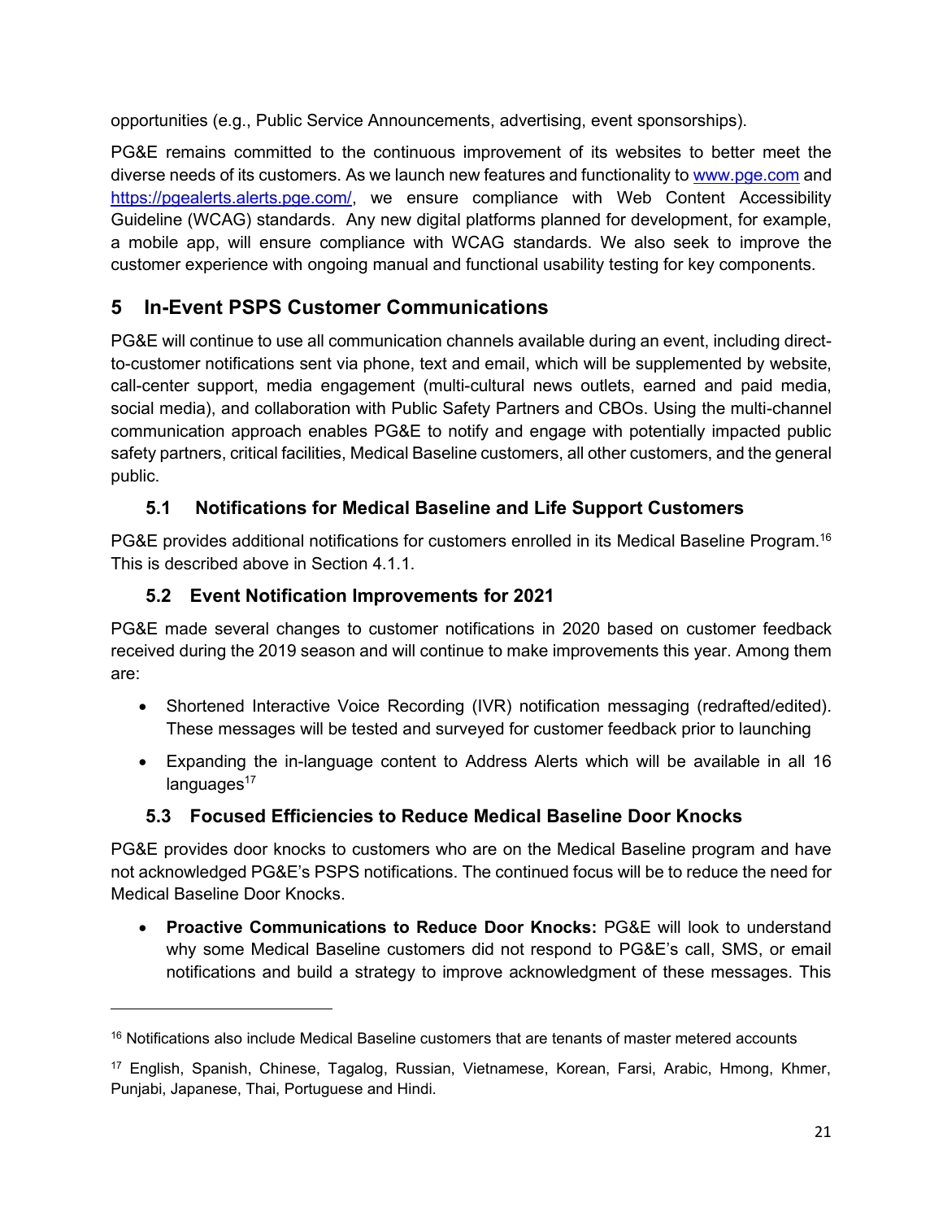opportunities (e.g., Public Service Announcements, advertising, event sponsorships).

PG&E remains committed to the continuous improvement of its websites to better meet the diverse needs of its customers. As we launch new features and functionality to www.pge.com and https://pgealerts.alerts.pge.com/, we ensure compliance with Web Content Accessibility Guideline (WCAG) standards. Any new digital platforms planned for development, for example, a mobile app, will ensure compliance with WCAG standards. We also seek to improve the customer experience with ongoing manual and functional usability testing for key components.

# 5 In-Event PSPS Customer Communications

PG&E will continue to use all communication channels available during an event, including direct-to-customer notifications sent via phone, text and email, which will be supplemented by website, call-center support, media engagement (multi-cultural news outlets, earned and paid media, social media), and collaboration with Public Safety Partners and CBOs. Using the multi-channel communication approach enables PG&E to notify and engage with potentially impacted public safety partners, critical facilities, Medical Baseline customers, all other customers, and the general public.

## 5.1 Notifications for Medical Baseline and Life Support Customers

PG&E provides additional notifications for customers enrolled in its Medical Baseline Program.[16] This is described above in Section 4.1.1.

## 5.2 Event Notification Improvements for 2021

PG&E made several changes to customer notifications in 2020 based on customer feedback received during the 2019 season and will continue to make improvements this year. Among them are:

- Shortened Interactive Voice Recording (IVR) notification messaging (redrafted/edited). These messages will be tested and surveyed for customer feedback prior to launching
- Expanding the in-language content to Address Alerts which will be available in all 16 languages[17]

## 5.3 Focused Efficiencies to Reduce Medical Baseline Door Knocks

PG&E provides door knocks to customers who are on the Medical Baseline program and have not acknowledged PG&E's PSPS notifications. The continued focus will be to reduce the need for Medical Baseline Door Knocks.

- **Proactive Communications to Reduce Door Knocks:** PG&E will look to understand why some Medical Baseline customers did not respond to PG&E's call, SMS, or email notifications and build a strategy to improve acknowledgment of these messages. This

---

[16] Notifications also include Medical Baseline customers that are tenants of master metered accounts

[17] English, Spanish, Chinese, Tagalog, Russian, Vietnamese, Korean, Farsi, Arabic, Hmong, Khmer, Punjabi, Japanese, Thai, Portuguese and Hindi.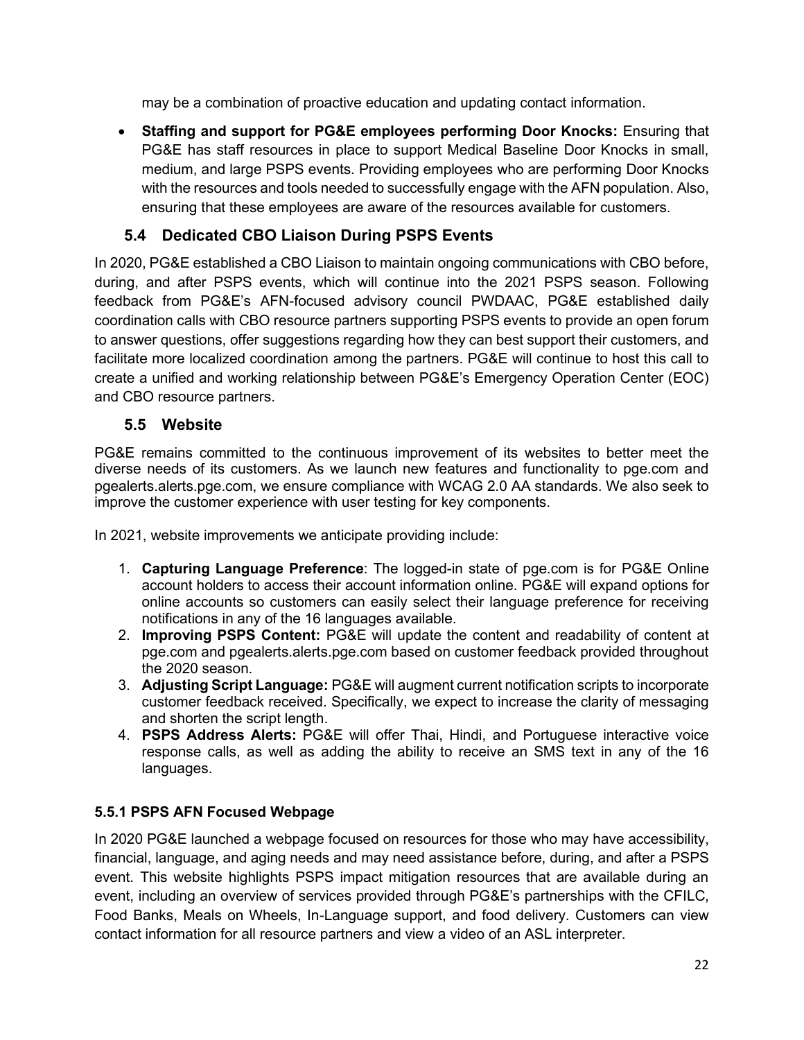may be a combination of proactive education and updating contact information.

- **Staffing and support for PG&E employees performing Door Knocks:** Ensuring that PG&E has staff resources in place to support Medical Baseline Door Knocks in small, medium, and large PSPS events. Providing employees who are performing Door Knocks with the resources and tools needed to successfully engage with the AFN population. Also, ensuring that these employees are aware of the resources available for customers.

## 5.4 Dedicated CBO Liaison During PSPS Events

In 2020, PG&E established a CBO Liaison to maintain ongoing communications with CBO before, during, and after PSPS events, which will continue into the 2021 PSPS season. Following feedback from PG&E's AFN-focused advisory council PWDAAC, PG&E established daily coordination calls with CBO resource partners supporting PSPS events to provide an open forum to answer questions, offer suggestions regarding how they can best support their customers, and facilitate more localized coordination among the partners. PG&E will continue to host this call to create a unified and working relationship between PG&E's Emergency Operation Center (EOC) and CBO resource partners.

## 5.5 Website

PG&E remains committed to the continuous improvement of its websites to better meet the diverse needs of its customers. As we launch new features and functionality to pge.com and pgealerts.alerts.pge.com, we ensure compliance with WCAG 2.0 AA standards. We also seek to improve the customer experience with user testing for key components.

In 2021, website improvements we anticipate providing include:

1. **Capturing Language Preference**: The logged-in state of pge.com is for PG&E Online account holders to access their account information online. PG&E will expand options for online accounts so customers can easily select their language preference for receiving notifications in any of the 16 languages available.
2. **Improving PSPS Content:** PG&E will update the content and readability of content at pge.com and pgealerts.alerts.pge.com based on customer feedback provided throughout the 2020 season.
3. **Adjusting Script Language:** PG&E will augment current notification scripts to incorporate customer feedback received. Specifically, we expect to increase the clarity of messaging and shorten the script length.
4. **PSPS Address Alerts:** PG&E will offer Thai, Hindi, and Portuguese interactive voice response calls, as well as adding the ability to receive an SMS text in any of the 16 languages.

### 5.5.1 PSPS AFN Focused Webpage

In 2020 PG&E launched a webpage focused on resources for those who may have accessibility, financial, language, and aging needs and may need assistance before, during, and after a PSPS event. This website highlights PSPS impact mitigation resources that are available during an event, including an overview of services provided through PG&E's partnerships with the CFILC, Food Banks, Meals on Wheels, In-Language support, and food delivery. Customers can view contact information for all resource partners and view a video of an ASL interpreter.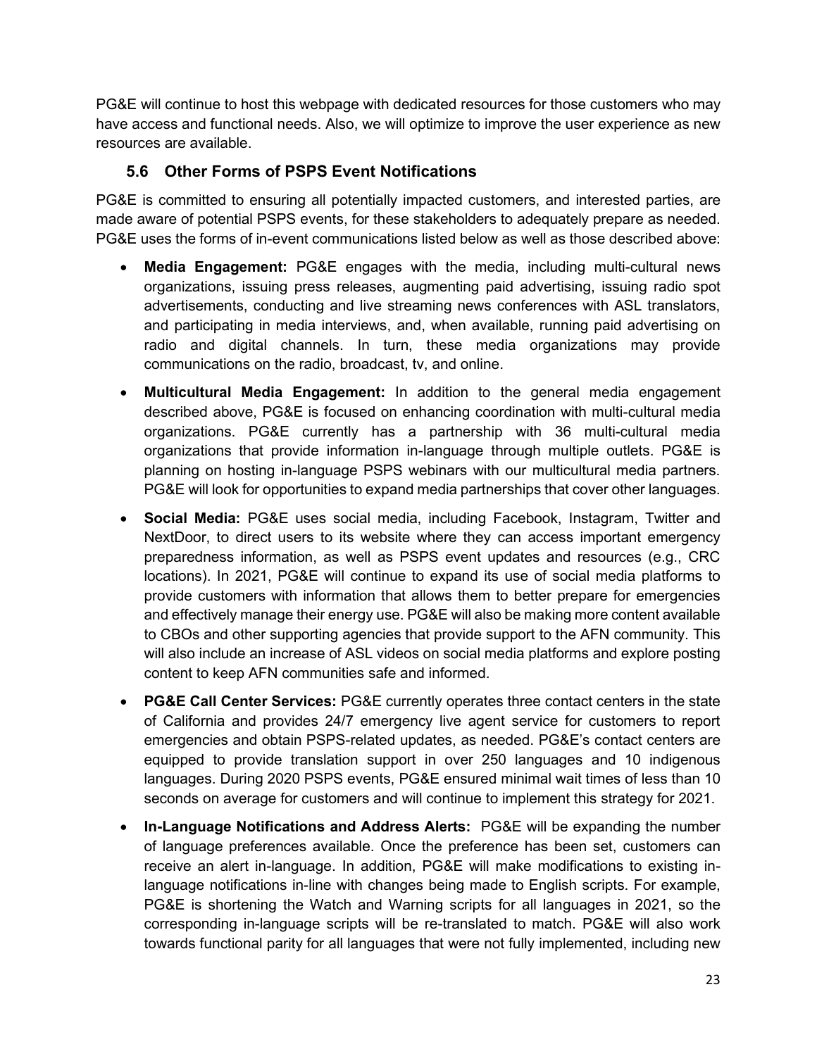PG&E will continue to host this webpage with dedicated resources for those customers who may have access and functional needs. Also, we will optimize to improve the user experience as new resources are available.

## 5.6 Other Forms of PSPS Event Notifications

PG&E is committed to ensuring all potentially impacted customers, and interested parties, are made aware of potential PSPS events, for these stakeholders to adequately prepare as needed. PG&E uses the forms of in-event communications listed below as well as those described above:

- **Media Engagement:** PG&E engages with the media, including multi-cultural news organizations, issuing press releases, augmenting paid advertising, issuing radio spot advertisements, conducting and live streaming news conferences with ASL translators, and participating in media interviews, and, when available, running paid advertising on radio and digital channels. In turn, these media organizations may provide communications on the radio, broadcast, tv, and online.
- **Multicultural Media Engagement:** In addition to the general media engagement described above, PG&E is focused on enhancing coordination with multi-cultural media organizations. PG&E currently has a partnership with 36 multi-cultural media organizations that provide information in-language through multiple outlets. PG&E is planning on hosting in-language PSPS webinars with our multicultural media partners. PG&E will look for opportunities to expand media partnerships that cover other languages.
- **Social Media:** PG&E uses social media, including Facebook, Instagram, Twitter and NextDoor, to direct users to its website where they can access important emergency preparedness information, as well as PSPS event updates and resources (e.g., CRC locations). In 2021, PG&E will continue to expand its use of social media platforms to provide customers with information that allows them to better prepare for emergencies and effectively manage their energy use. PG&E will also be making more content available to CBOs and other supporting agencies that provide support to the AFN community. This will also include an increase of ASL videos on social media platforms and explore posting content to keep AFN communities safe and informed.
- **PG&E Call Center Services:** PG&E currently operates three contact centers in the state of California and provides 24/7 emergency live agent service for customers to report emergencies and obtain PSPS-related updates, as needed. PG&E's contact centers are equipped to provide translation support in over 250 languages and 10 indigenous languages. During 2020 PSPS events, PG&E ensured minimal wait times of less than 10 seconds on average for customers and will continue to implement this strategy for 2021.
- **In-Language Notifications and Address Alerts:** PG&E will be expanding the number of language preferences available. Once the preference has been set, customers can receive an alert in-language. In addition, PG&E will make modifications to existing in-language notifications in-line with changes being made to English scripts. For example, PG&E is shortening the Watch and Warning scripts for all languages in 2021, so the corresponding in-language scripts will be re-translated to match. PG&E will also work towards functional parity for all languages that were not fully implemented, including new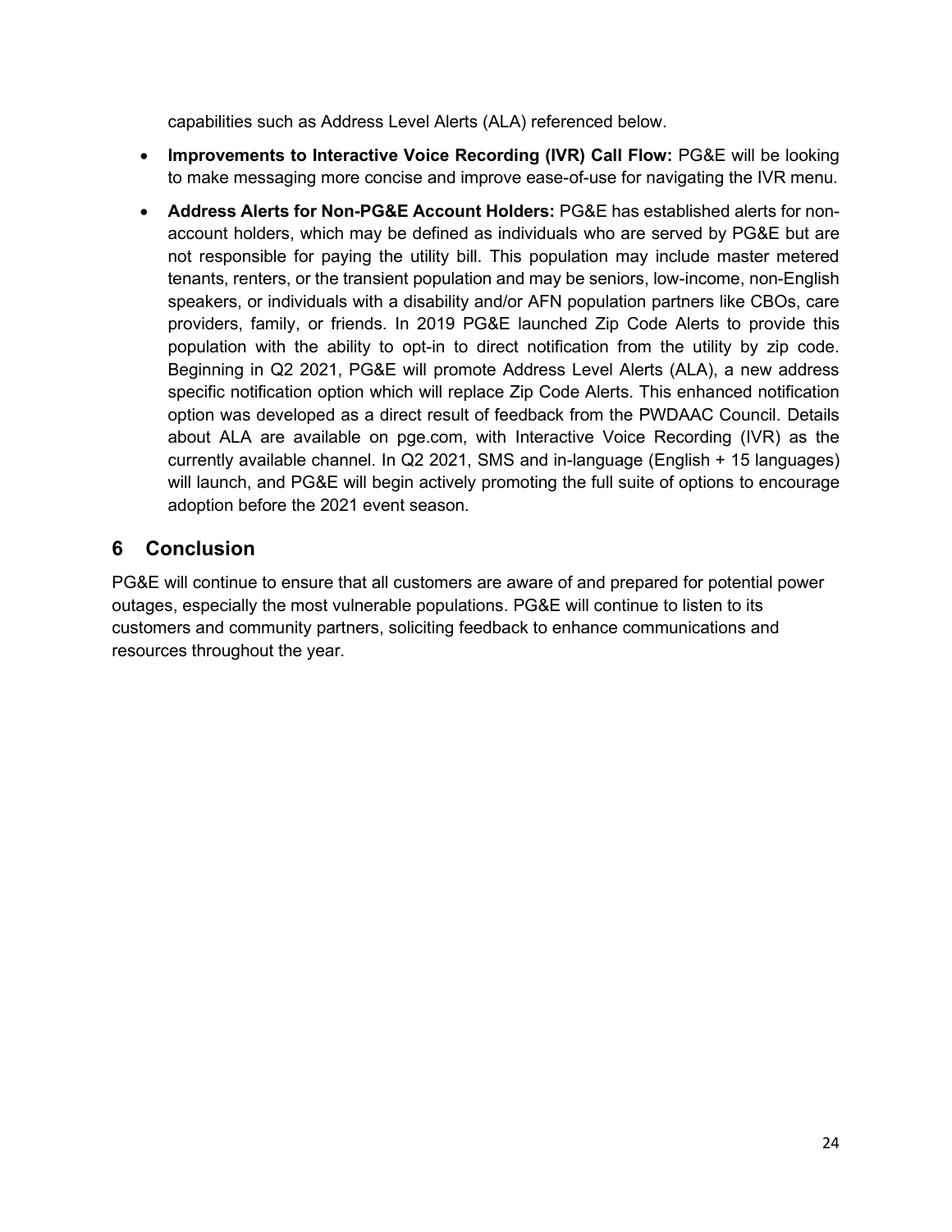capabilities such as Address Level Alerts (ALA) referenced below.

- **Improvements to Interactive Voice Recording (IVR) Call Flow:** PG&E will be looking to make messaging more concise and improve ease-of-use for navigating the IVR menu.
- **Address Alerts for Non-PG&E Account Holders:** PG&E has established alerts for non-account holders, which may be defined as individuals who are served by PG&E but are not responsible for paying the utility bill. This population may include master metered tenants, renters, or the transient population and may be seniors, low-income, non-English speakers, or individuals with a disability and/or AFN population partners like CBOs, care providers, family, or friends. In 2019 PG&E launched Zip Code Alerts to provide this population with the ability to opt-in to direct notification from the utility by zip code. Beginning in Q2 2021, PG&E will promote Address Level Alerts (ALA), a new address specific notification option which will replace Zip Code Alerts. This enhanced notification option was developed as a direct result of feedback from the PWDAAC Council. Details about ALA are available on pge.com, with Interactive Voice Recording (IVR) as the currently available channel. In Q2 2021, SMS and in-language (English + 15 languages) will launch, and PG&E will begin actively promoting the full suite of options to encourage adoption before the 2021 event season.

# 6 Conclusion

PG&E will continue to ensure that all customers are aware of and prepared for potential power outages, especially the most vulnerable populations. PG&E will continue to listen to its customers and community partners, soliciting feedback to enhance communications and resources throughout the year.